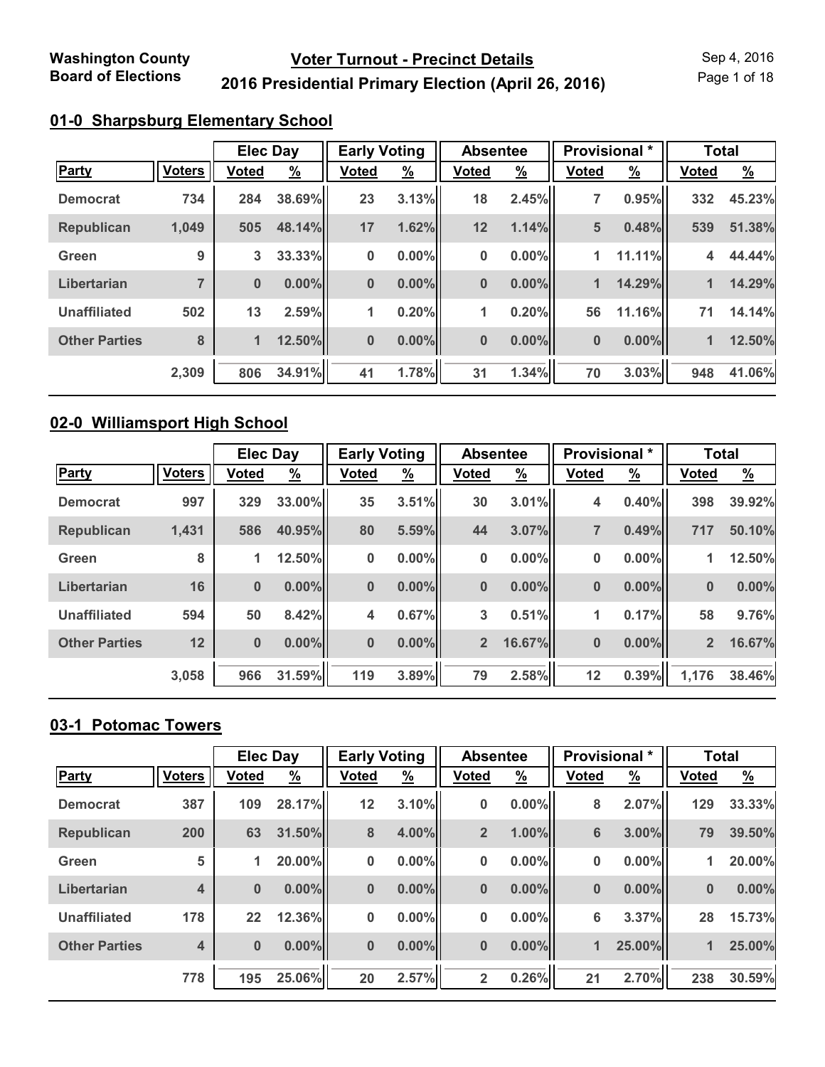Washington County Board of Elections

# Voter Turnout - Precinct Details

## 2016 Presidential Primary Election (April 26, 2016)

Sep 4, 2016

### 01-0 Sharpsburg Elementary School

| | | Elec Day | | Early Voting | | Absentee | | Provisional * | | Total | |
|---|---|---|---|---|---|---|---|---|---|---|---|
| Party | Voters | Voted | % | Voted | % | Voted | % | Voted | % | Voted | % |
| Democrat | 734 | 284 | 38.69% | 23 | 3.13% | 18 | 2.45% | 7 | 0.95% | 332 | 45.23% |
| Republican | 1,049 | 505 | 48.14% | 17 | 1.62% | 12 | 1.14% | 5 | 0.48% | 539 | 51.38% |
| Green | 9 | 3 | 33.33% | 0 | 0.00% | 0 | 0.00% | 1 | 11.11% | 4 | 44.44% |
| Libertarian | 7 | 0 | 0.00% | 0 | 0.00% | 0 | 0.00% | 1 | 14.29% | 1 | 14.29% |
| Unaffiliated | 502 | 13 | 2.59% | 1 | 0.20% | 1 | 0.20% | 56 | 11.16% | 71 | 14.14% |
| Other Parties | 8 | 1 | 12.50% | 0 | 0.00% | 0 | 0.00% | 0 | 0.00% | 1 | 12.50% |
| | 2,309 | 806 | 34.91% | 41 | 1.78% | 31 | 1.34% | 70 | 3.03% | 948 | 41.06% |

### 02-0 Williamsport High School

| | | Elec Day | | Early Voting | | Absentee | | Provisional * | | Total | |
|---|---|---|---|---|---|---|---|---|---|---|---|
| Party | Voters | Voted | % | Voted | % | Voted | % | Voted | % | Voted | % |
| Democrat | 997 | 329 | 33.00% | 35 | 3.51% | 30 | 3.01% | 4 | 0.40% | 398 | 39.92% |
| Republican | 1,431 | 586 | 40.95% | 80 | 5.59% | 44 | 3.07% | 7 | 0.49% | 717 | 50.10% |
| Green | 8 | 1 | 12.50% | 0 | 0.00% | 0 | 0.00% | 0 | 0.00% | 1 | 12.50% |
| Libertarian | 16 | 0 | 0.00% | 0 | 0.00% | 0 | 0.00% | 0 | 0.00% | 0 | 0.00% |
| Unaffiliated | 594 | 50 | 8.42% | 4 | 0.67% | 3 | 0.51% | 1 | 0.17% | 58 | 9.76% |
| Other Parties | 12 | 0 | 0.00% | 0 | 0.00% | 2 | 16.67% | 0 | 0.00% | 2 | 16.67% |
| | 3,058 | 966 | 31.59% | 119 | 3.89% | 79 | 2.58% | 12 | 0.39% | 1,176 | 38.46% |

### 03-1 Potomac Towers

| | | Elec Day | | Early Voting | | Absentee | | Provisional * | | Total | |
|---|---|---|---|---|---|---|---|---|---|---|---|
| Party | Voters | Voted | % | Voted | % | Voted | % | Voted | % | Voted | % |
| Democrat | 387 | 109 | 28.17% | 12 | 3.10% | 0 | 0.00% | 8 | 2.07% | 129 | 33.33% |
| Republican | 200 | 63 | 31.50% | 8 | 4.00% | 2 | 1.00% | 6 | 3.00% | 79 | 39.50% |
| Green | 5 | 1 | 20.00% | 0 | 0.00% | 0 | 0.00% | 0 | 0.00% | 1 | 20.00% |
| Libertarian | 4 | 0 | 0.00% | 0 | 0.00% | 0 | 0.00% | 0 | 0.00% | 0 | 0.00% |
| Unaffiliated | 178 | 22 | 12.36% | 0 | 0.00% | 0 | 0.00% | 6 | 3.37% | 28 | 15.73% |
| Other Parties | 4 | 0 | 0.00% | 0 | 0.00% | 0 | 0.00% | 1 | 25.00% | 1 | 25.00% |
| | 778 | 195 | 25.06% | 20 | 2.57% | 2 | 0.26% | 21 | 2.70% | 238 | 30.59% |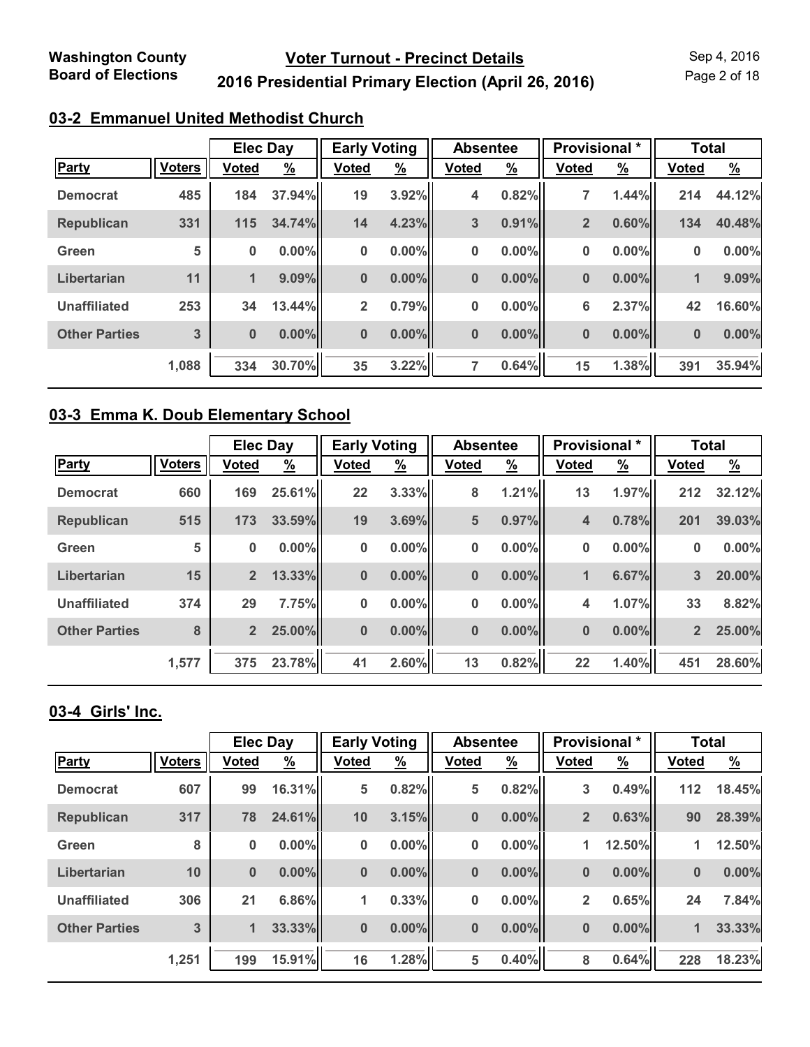Washington County Board of Elections

## Voter Turnout - Precinct Details

## 2016 Presidential Primary Election (April 26, 2016)

Sep 4, 2016

### 03-2 Emmanuel United Methodist Church

| | | Elec Day | | Early Voting | | Absentee | | Provisional * | | Total | |
|---|---|---|---|---|---|---|---|---|---|---|---|
| Party | Voters | Voted | % | Voted | % | Voted | % | Voted | % | Voted | % |
| Democrat | 485 | 184 | 37.94% | 19 | 3.92% | 4 | 0.82% | 7 | 1.44% | 214 | 44.12% |
| Republican | 331 | 115 | 34.74% | 14 | 4.23% | 3 | 0.91% | 2 | 0.60% | 134 | 40.48% |
| Green | 5 | 0 | 0.00% | 0 | 0.00% | 0 | 0.00% | 0 | 0.00% | 0 | 0.00% |
| Libertarian | 11 | 1 | 9.09% | 0 | 0.00% | 0 | 0.00% | 0 | 0.00% | 1 | 9.09% |
| Unaffiliated | 253 | 34 | 13.44% | 2 | 0.79% | 0 | 0.00% | 6 | 2.37% | 42 | 16.60% |
| Other Parties | 3 | 0 | 0.00% | 0 | 0.00% | 0 | 0.00% | 0 | 0.00% | 0 | 0.00% |
| | 1,088 | 334 | 30.70% | 35 | 3.22% | 7 | 0.64% | 15 | 1.38% | 391 | 35.94% |

### 03-3 Emma K. Doub Elementary School

| | | Elec Day | | Early Voting | | Absentee | | Provisional * | | Total | |
|---|---|---|---|---|---|---|---|---|---|---|---|
| Party | Voters | Voted | % | Voted | % | Voted | % | Voted | % | Voted | % |
| Democrat | 660 | 169 | 25.61% | 22 | 3.33% | 8 | 1.21% | 13 | 1.97% | 212 | 32.12% |
| Republican | 515 | 173 | 33.59% | 19 | 3.69% | 5 | 0.97% | 4 | 0.78% | 201 | 39.03% |
| Green | 5 | 0 | 0.00% | 0 | 0.00% | 0 | 0.00% | 0 | 0.00% | 0 | 0.00% |
| Libertarian | 15 | 2 | 13.33% | 0 | 0.00% | 0 | 0.00% | 1 | 6.67% | 3 | 20.00% |
| Unaffiliated | 374 | 29 | 7.75% | 0 | 0.00% | 0 | 0.00% | 4 | 1.07% | 33 | 8.82% |
| Other Parties | 8 | 2 | 25.00% | 0 | 0.00% | 0 | 0.00% | 0 | 0.00% | 2 | 25.00% |
| | 1,577 | 375 | 23.78% | 41 | 2.60% | 13 | 0.82% | 22 | 1.40% | 451 | 28.60% |

### 03-4 Girls' Inc.

| | | Elec Day | | Early Voting | | Absentee | | Provisional * | | Total | |
|---|---|---|---|---|---|---|---|---|---|---|---|
| Party | Voters | Voted | % | Voted | % | Voted | % | Voted | % | Voted | % |
| Democrat | 607 | 99 | 16.31% | 5 | 0.82% | 5 | 0.82% | 3 | 0.49% | 112 | 18.45% |
| Republican | 317 | 78 | 24.61% | 10 | 3.15% | 0 | 0.00% | 2 | 0.63% | 90 | 28.39% |
| Green | 8 | 0 | 0.00% | 0 | 0.00% | 0 | 0.00% | 1 | 12.50% | 1 | 12.50% |
| Libertarian | 10 | 0 | 0.00% | 0 | 0.00% | 0 | 0.00% | 0 | 0.00% | 0 | 0.00% |
| Unaffiliated | 306 | 21 | 6.86% | 1 | 0.33% | 0 | 0.00% | 2 | 0.65% | 24 | 7.84% |
| Other Parties | 3 | 1 | 33.33% | 0 | 0.00% | 0 | 0.00% | 0 | 0.00% | 1 | 33.33% |
| | 1,251 | 199 | 15.91% | 16 | 1.28% | 5 | 0.40% | 8 | 0.64% | 228 | 18.23% |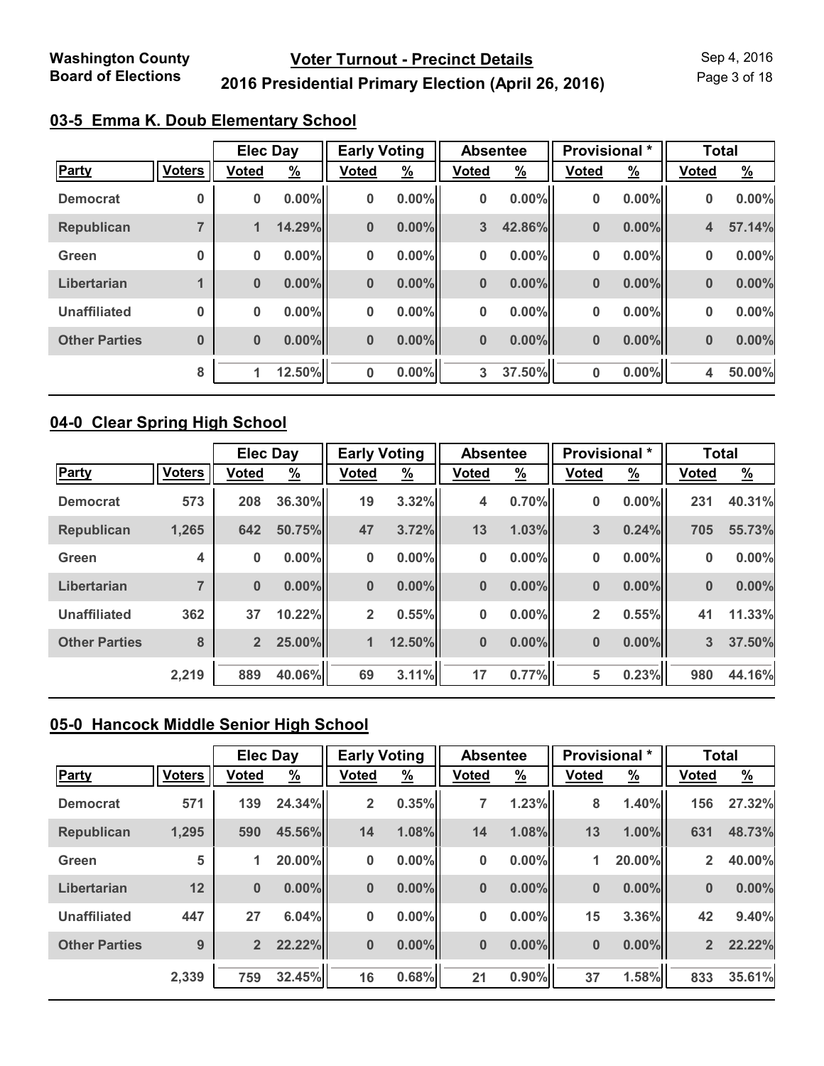## 03-5 Emma K. Doub Elementary School

| | | Elec Day | | Early Voting | | Absentee | | Provisional * | | Total | |
|---|---|---|---|---|---|---|---|---|---|---|---|
| Party | Voters | Voted | % | Voted | % | Voted | % | Voted | % | Voted | % |
| Democrat | 0 | 0 | 0.00% | 0 | 0.00% | 0 | 0.00% | 0 | 0.00% | 0 | 0.00% |
| Republican | 7 | 1 | 14.29% | 0 | 0.00% | 3 | 42.86% | 0 | 0.00% | 4 | 57.14% |
| Green | 0 | 0 | 0.00% | 0 | 0.00% | 0 | 0.00% | 0 | 0.00% | 0 | 0.00% |
| Libertarian | 1 | 0 | 0.00% | 0 | 0.00% | 0 | 0.00% | 0 | 0.00% | 0 | 0.00% |
| Unaffiliated | 0 | 0 | 0.00% | 0 | 0.00% | 0 | 0.00% | 0 | 0.00% | 0 | 0.00% |
| Other Parties | 0 | 0 | 0.00% | 0 | 0.00% | 0 | 0.00% | 0 | 0.00% | 0 | 0.00% |
| | 8 | 1 | 12.50% | 0 | 0.00% | 3 | 37.50% | 0 | 0.00% | 4 | 50.00% |

## 04-0 Clear Spring High School

| | | Elec Day | | Early Voting | | Absentee | | Provisional * | | Total | |
|---|---|---|---|---|---|---|---|---|---|---|---|
| Party | Voters | Voted | % | Voted | % | Voted | % | Voted | % | Voted | % |
| Democrat | 573 | 208 | 36.30% | 19 | 3.32% | 4 | 0.70% | 0 | 0.00% | 231 | 40.31% |
| Republican | 1,265 | 642 | 50.75% | 47 | 3.72% | 13 | 1.03% | 3 | 0.24% | 705 | 55.73% |
| Green | 4 | 0 | 0.00% | 0 | 0.00% | 0 | 0.00% | 0 | 0.00% | 0 | 0.00% |
| Libertarian | 7 | 0 | 0.00% | 0 | 0.00% | 0 | 0.00% | 0 | 0.00% | 0 | 0.00% |
| Unaffiliated | 362 | 37 | 10.22% | 2 | 0.55% | 0 | 0.00% | 2 | 0.55% | 41 | 11.33% |
| Other Parties | 8 | 2 | 25.00% | 1 | 12.50% | 0 | 0.00% | 0 | 0.00% | 3 | 37.50% |
| | 2,219 | 889 | 40.06% | 69 | 3.11% | 17 | 0.77% | 5 | 0.23% | 980 | 44.16% |

## 05-0 Hancock Middle Senior High School

| | | Elec Day | | Early Voting | | Absentee | | Provisional * | | Total | |
|---|---|---|---|---|---|---|---|---|---|---|---|
| Party | Voters | Voted | % | Voted | % | Voted | % | Voted | % | Voted | % |
| Democrat | 571 | 139 | 24.34% | 2 | 0.35% | 7 | 1.23% | 8 | 1.40% | 156 | 27.32% |
| Republican | 1,295 | 590 | 45.56% | 14 | 1.08% | 14 | 1.08% | 13 | 1.00% | 631 | 48.73% |
| Green | 5 | 1 | 20.00% | 0 | 0.00% | 0 | 0.00% | 1 | 20.00% | 2 | 40.00% |
| Libertarian | 12 | 0 | 0.00% | 0 | 0.00% | 0 | 0.00% | 0 | 0.00% | 0 | 0.00% |
| Unaffiliated | 447 | 27 | 6.04% | 0 | 0.00% | 0 | 0.00% | 15 | 3.36% | 42 | 9.40% |
| Other Parties | 9 | 2 | 22.22% | 0 | 0.00% | 0 | 0.00% | 0 | 0.00% | 2 | 22.22% |
| | 2,339 | 759 | 32.45% | 16 | 0.68% | 21 | 0.90% | 37 | 1.58% | 833 | 35.61% |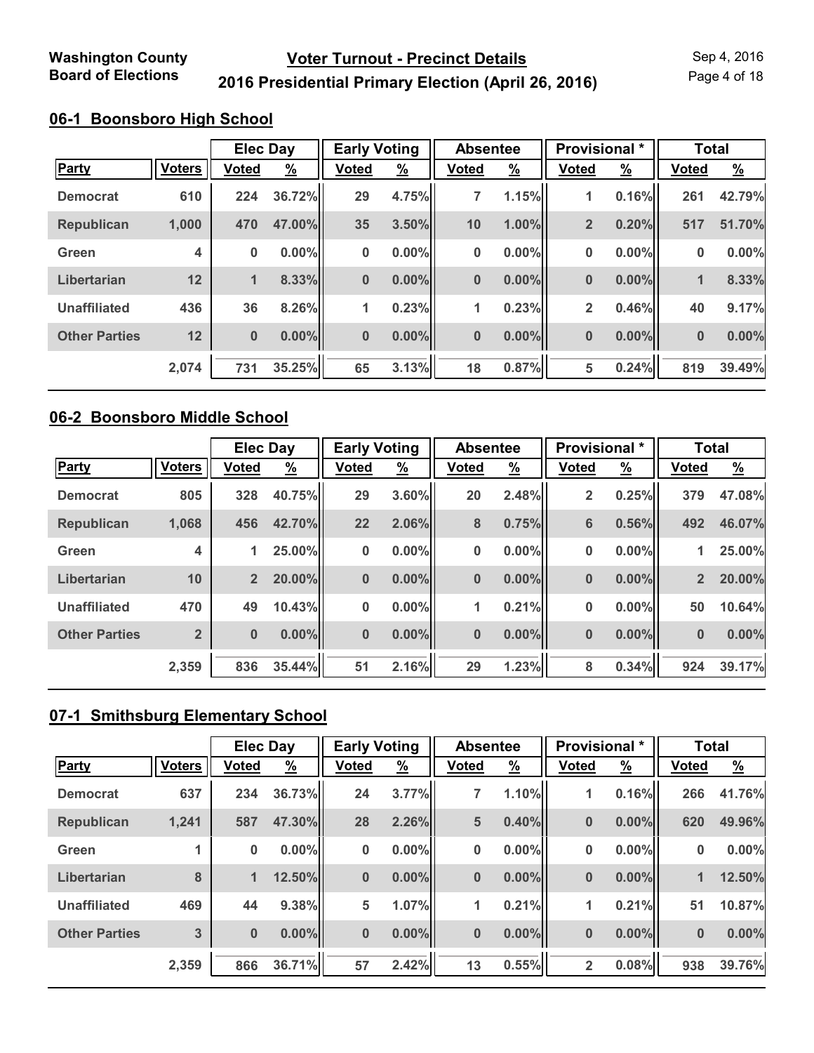## 06-1 Boonsboro High School

| | | Elec Day | | Early Voting | | Absentee | | Provisional * | | Total | |
|---|---|---|---|---|---|---|---|---|---|---|---|
| Party | Voters | Voted | % | Voted | % | Voted | % | Voted | % | Voted | % |
| Democrat | 610 | 224 | 36.72% | 29 | 4.75% | 7 | 1.15% | 1 | 0.16% | 261 | 42.79% |
| Republican | 1,000 | 470 | 47.00% | 35 | 3.50% | 10 | 1.00% | 2 | 0.20% | 517 | 51.70% |
| Green | 4 | 0 | 0.00% | 0 | 0.00% | 0 | 0.00% | 0 | 0.00% | 0 | 0.00% |
| Libertarian | 12 | 1 | 8.33% | 0 | 0.00% | 0 | 0.00% | 0 | 0.00% | 1 | 8.33% |
| Unaffiliated | 436 | 36 | 8.26% | 1 | 0.23% | 1 | 0.23% | 2 | 0.46% | 40 | 9.17% |
| Other Parties | 12 | 0 | 0.00% | 0 | 0.00% | 0 | 0.00% | 0 | 0.00% | 0 | 0.00% |
| | 2,074 | 731 | 35.25% | 65 | 3.13% | 18 | 0.87% | 5 | 0.24% | 819 | 39.49% |

## 06-2 Boonsboro Middle School

| | | Elec Day | | Early Voting | | Absentee | | Provisional * | | Total | |
|---|---|---|---|---|---|---|---|---|---|---|---|
| Party | Voters | Voted | % | Voted | % | Voted | % | Voted | % | Voted | % |
| Democrat | 805 | 328 | 40.75% | 29 | 3.60% | 20 | 2.48% | 2 | 0.25% | 379 | 47.08% |
| Republican | 1,068 | 456 | 42.70% | 22 | 2.06% | 8 | 0.75% | 6 | 0.56% | 492 | 46.07% |
| Green | 4 | 1 | 25.00% | 0 | 0.00% | 0 | 0.00% | 0 | 0.00% | 1 | 25.00% |
| Libertarian | 10 | 2 | 20.00% | 0 | 0.00% | 0 | 0.00% | 0 | 0.00% | 2 | 20.00% |
| Unaffiliated | 470 | 49 | 10.43% | 0 | 0.00% | 1 | 0.21% | 0 | 0.00% | 50 | 10.64% |
| Other Parties | 2 | 0 | 0.00% | 0 | 0.00% | 0 | 0.00% | 0 | 0.00% | 0 | 0.00% |
| | 2,359 | 836 | 35.44% | 51 | 2.16% | 29 | 1.23% | 8 | 0.34% | 924 | 39.17% |

## 07-1 Smithsburg Elementary School

| | | Elec Day | | Early Voting | | Absentee | | Provisional * | | Total | |
|---|---|---|---|---|---|---|---|---|---|---|---|
| Party | Voters | Voted | % | Voted | % | Voted | % | Voted | % | Voted | % |
| Democrat | 637 | 234 | 36.73% | 24 | 3.77% | 7 | 1.10% | 1 | 0.16% | 266 | 41.76% |
| Republican | 1,241 | 587 | 47.30% | 28 | 2.26% | 5 | 0.40% | 0 | 0.00% | 620 | 49.96% |
| Green | 1 | 0 | 0.00% | 0 | 0.00% | 0 | 0.00% | 0 | 0.00% | 0 | 0.00% |
| Libertarian | 8 | 1 | 12.50% | 0 | 0.00% | 0 | 0.00% | 0 | 0.00% | 1 | 12.50% |
| Unaffiliated | 469 | 44 | 9.38% | 5 | 1.07% | 1 | 0.21% | 1 | 0.21% | 51 | 10.87% |
| Other Parties | 3 | 0 | 0.00% | 0 | 0.00% | 0 | 0.00% | 0 | 0.00% | 0 | 0.00% |
| | 2,359 | 866 | 36.71% | 57 | 2.42% | 13 | 0.55% | 2 | 0.08% | 938 | 39.76% |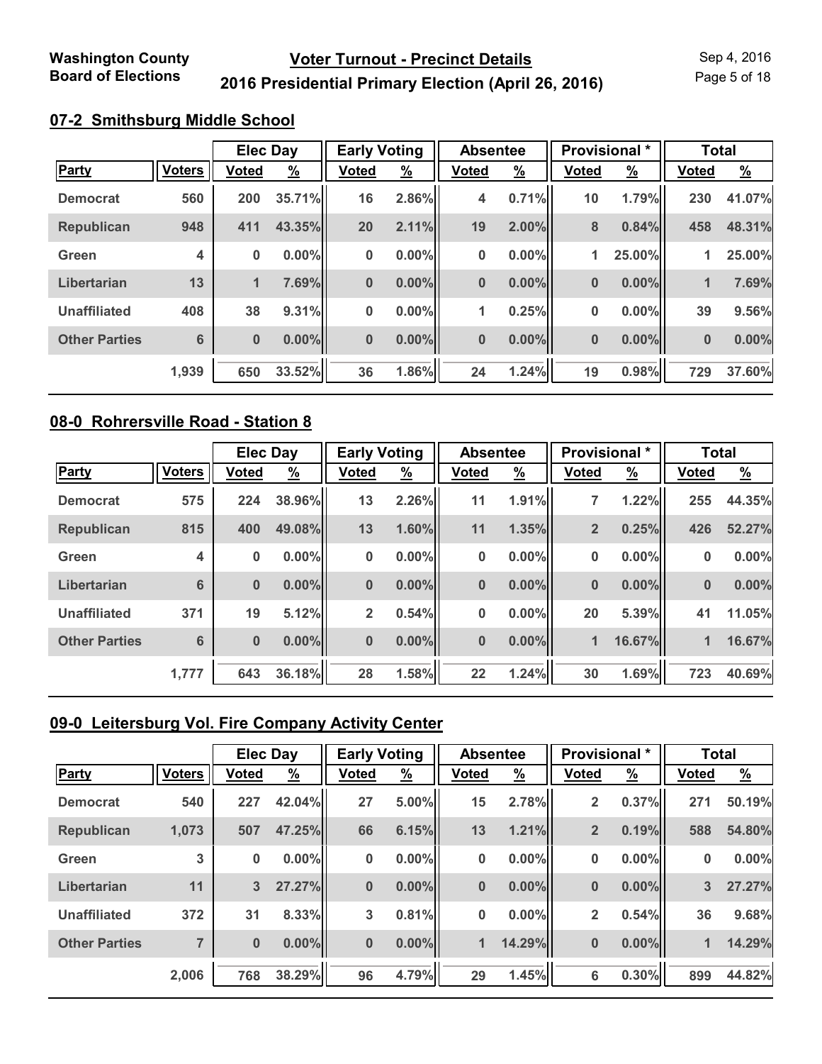## 07-2 Smithsburg Middle School

| Party | Voters | Elec Day | | Early Voting | | Absentee | | Provisional * | | Total | |
|---|---|---|---|---|---|---|---|---|---|---|---|
| | | Voted | % | Voted | % | Voted | % | Voted | % | Voted | % |
| Democrat | 560 | 200 | 35.71% | 16 | 2.86% | 4 | 0.71% | 10 | 1.79% | 230 | 41.07% |
| Republican | 948 | 411 | 43.35% | 20 | 2.11% | 19 | 2.00% | 8 | 0.84% | 458 | 48.31% |
| Green | 4 | 0 | 0.00% | 0 | 0.00% | 0 | 0.00% | 1 | 25.00% | 1 | 25.00% |
| Libertarian | 13 | 1 | 7.69% | 0 | 0.00% | 0 | 0.00% | 0 | 0.00% | 1 | 7.69% |
| Unaffiliated | 408 | 38 | 9.31% | 0 | 0.00% | 1 | 0.25% | 0 | 0.00% | 39 | 9.56% |
| Other Parties | 6 | 0 | 0.00% | 0 | 0.00% | 0 | 0.00% | 0 | 0.00% | 0 | 0.00% |
| | 1,939 | 650 | 33.52% | 36 | 1.86% | 24 | 1.24% | 19 | 0.98% | 729 | 37.60% |

## 08-0 Rohrersville Road - Station 8

| Party | Voters | Elec Day | | Early Voting | | Absentee | | Provisional * | | Total | |
|---|---|---|---|---|---|---|---|---|---|---|---|
| | | Voted | % | Voted | % | Voted | % | Voted | % | Voted | % |
| Democrat | 575 | 224 | 38.96% | 13 | 2.26% | 11 | 1.91% | 7 | 1.22% | 255 | 44.35% |
| Republican | 815 | 400 | 49.08% | 13 | 1.60% | 11 | 1.35% | 2 | 0.25% | 426 | 52.27% |
| Green | 4 | 0 | 0.00% | 0 | 0.00% | 0 | 0.00% | 0 | 0.00% | 0 | 0.00% |
| Libertarian | 6 | 0 | 0.00% | 0 | 0.00% | 0 | 0.00% | 0 | 0.00% | 0 | 0.00% |
| Unaffiliated | 371 | 19 | 5.12% | 2 | 0.54% | 0 | 0.00% | 20 | 5.39% | 41 | 11.05% |
| Other Parties | 6 | 0 | 0.00% | 0 | 0.00% | 0 | 0.00% | 1 | 16.67% | 1 | 16.67% |
| | 1,777 | 643 | 36.18% | 28 | 1.58% | 22 | 1.24% | 30 | 1.69% | 723 | 40.69% |

## 09-0 Leitersburg Vol. Fire Company Activity Center

| Party | Voters | Elec Day | | Early Voting | | Absentee | | Provisional * | | Total | |
|---|---|---|---|---|---|---|---|---|---|---|---|
| | | Voted | % | Voted | % | Voted | % | Voted | % | Voted | % |
| Democrat | 540 | 227 | 42.04% | 27 | 5.00% | 15 | 2.78% | 2 | 0.37% | 271 | 50.19% |
| Republican | 1,073 | 507 | 47.25% | 66 | 6.15% | 13 | 1.21% | 2 | 0.19% | 588 | 54.80% |
| Green | 3 | 0 | 0.00% | 0 | 0.00% | 0 | 0.00% | 0 | 0.00% | 0 | 0.00% |
| Libertarian | 11 | 3 | 27.27% | 0 | 0.00% | 0 | 0.00% | 0 | 0.00% | 3 | 27.27% |
| Unaffiliated | 372 | 31 | 8.33% | 3 | 0.81% | 0 | 0.00% | 2 | 0.54% | 36 | 9.68% |
| Other Parties | 7 | 0 | 0.00% | 0 | 0.00% | 1 | 14.29% | 0 | 0.00% | 1 | 14.29% |
| | 2,006 | 768 | 38.29% | 96 | 4.79% | 29 | 1.45% | 6 | 0.30% | 899 | 44.82% |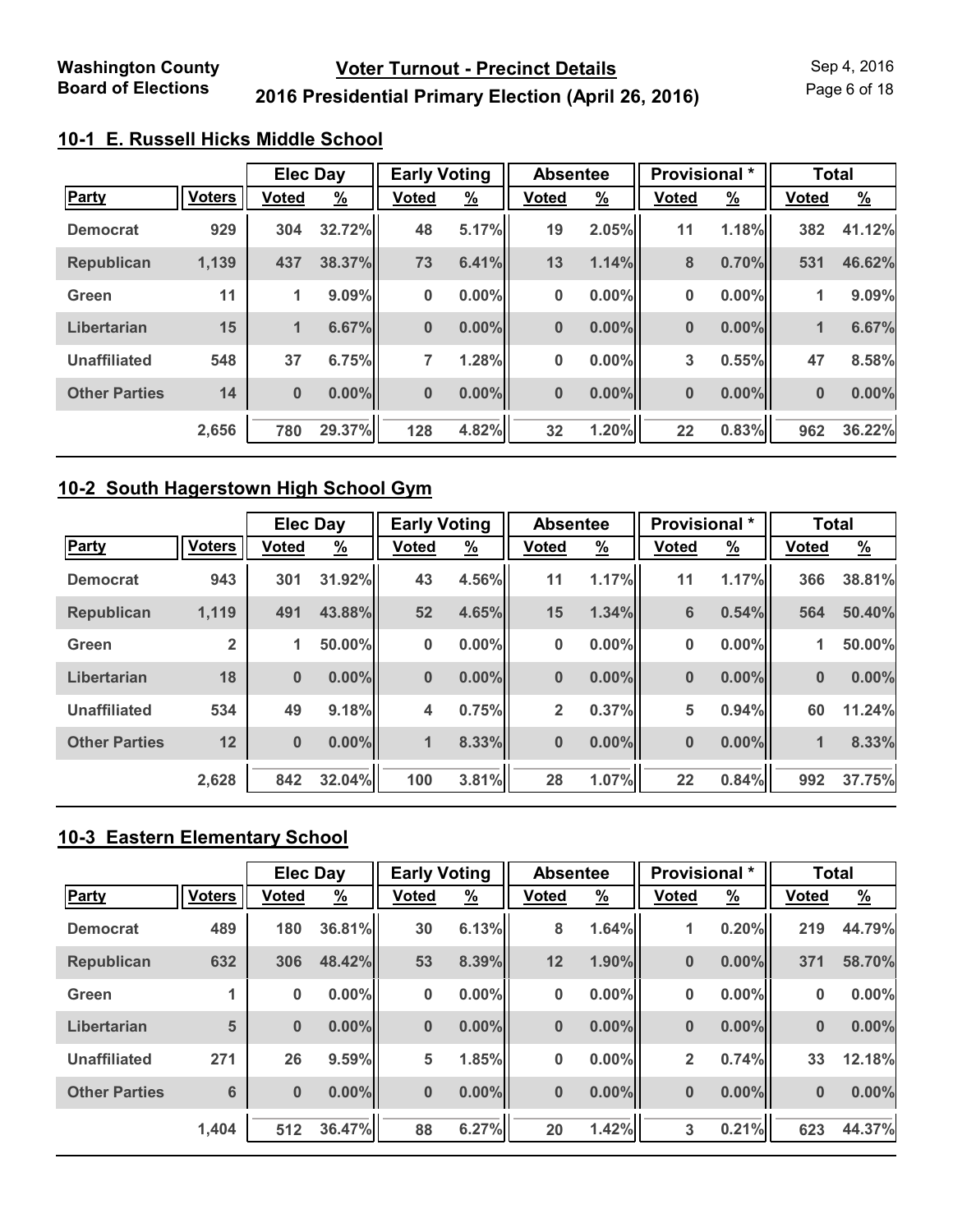Washington County Board of Elections

# Voter Turnout - Precinct Details

## 2016 Presidential Primary Election (April 26, 2016)

Sep 4, 2016

### 10-1 E. Russell Hicks Middle School

| | | Elec Day | | Early Voting | | Absentee | | Provisional * | | Total | |
|---|---|---|---|---|---|---|---|---|---|---|---|
| Party | Voters | Voted | % | Voted | % | Voted | % | Voted | % | Voted | % |
| Democrat | 929 | 304 | 32.72% | 48 | 5.17% | 19 | 2.05% | 11 | 1.18% | 382 | 41.12% |
| Republican | 1,139 | 437 | 38.37% | 73 | 6.41% | 13 | 1.14% | 8 | 0.70% | 531 | 46.62% |
| Green | 11 | 1 | 9.09% | 0 | 0.00% | 0 | 0.00% | 0 | 0.00% | 1 | 9.09% |
| Libertarian | 15 | 1 | 6.67% | 0 | 0.00% | 0 | 0.00% | 0 | 0.00% | 1 | 6.67% |
| Unaffiliated | 548 | 37 | 6.75% | 7 | 1.28% | 0 | 0.00% | 3 | 0.55% | 47 | 8.58% |
| Other Parties | 14 | 0 | 0.00% | 0 | 0.00% | 0 | 0.00% | 0 | 0.00% | 0 | 0.00% |
| | 2,656 | 780 | 29.37% | 128 | 4.82% | 32 | 1.20% | 22 | 0.83% | 962 | 36.22% |

### 10-2 South Hagerstown High School Gym

| | | Elec Day | | Early Voting | | Absentee | | Provisional * | | Total | |
|---|---|---|---|---|---|---|---|---|---|---|---|
| Party | Voters | Voted | % | Voted | % | Voted | % | Voted | % | Voted | % |
| Democrat | 943 | 301 | 31.92% | 43 | 4.56% | 11 | 1.17% | 11 | 1.17% | 366 | 38.81% |
| Republican | 1,119 | 491 | 43.88% | 52 | 4.65% | 15 | 1.34% | 6 | 0.54% | 564 | 50.40% |
| Green | 2 | 1 | 50.00% | 0 | 0.00% | 0 | 0.00% | 0 | 0.00% | 1 | 50.00% |
| Libertarian | 18 | 0 | 0.00% | 0 | 0.00% | 0 | 0.00% | 0 | 0.00% | 0 | 0.00% |
| Unaffiliated | 534 | 49 | 9.18% | 4 | 0.75% | 2 | 0.37% | 5 | 0.94% | 60 | 11.24% |
| Other Parties | 12 | 0 | 0.00% | 1 | 8.33% | 0 | 0.00% | 0 | 0.00% | 1 | 8.33% |
| | 2,628 | 842 | 32.04% | 100 | 3.81% | 28 | 1.07% | 22 | 0.84% | 992 | 37.75% |

### 10-3 Eastern Elementary School

| | | Elec Day | | Early Voting | | Absentee | | Provisional * | | Total | |
|---|---|---|---|---|---|---|---|---|---|---|---|
| Party | Voters | Voted | % | Voted | % | Voted | % | Voted | % | Voted | % |
| Democrat | 489 | 180 | 36.81% | 30 | 6.13% | 8 | 1.64% | 1 | 0.20% | 219 | 44.79% |
| Republican | 632 | 306 | 48.42% | 53 | 8.39% | 12 | 1.90% | 0 | 0.00% | 371 | 58.70% |
| Green | 1 | 0 | 0.00% | 0 | 0.00% | 0 | 0.00% | 0 | 0.00% | 0 | 0.00% |
| Libertarian | 5 | 0 | 0.00% | 0 | 0.00% | 0 | 0.00% | 0 | 0.00% | 0 | 0.00% |
| Unaffiliated | 271 | 26 | 9.59% | 5 | 1.85% | 0 | 0.00% | 2 | 0.74% | 33 | 12.18% |
| Other Parties | 6 | 0 | 0.00% | 0 | 0.00% | 0 | 0.00% | 0 | 0.00% | 0 | 0.00% |
| | 1,404 | 512 | 36.47% | 88 | 6.27% | 20 | 1.42% | 3 | 0.21% | 623 | 44.37% |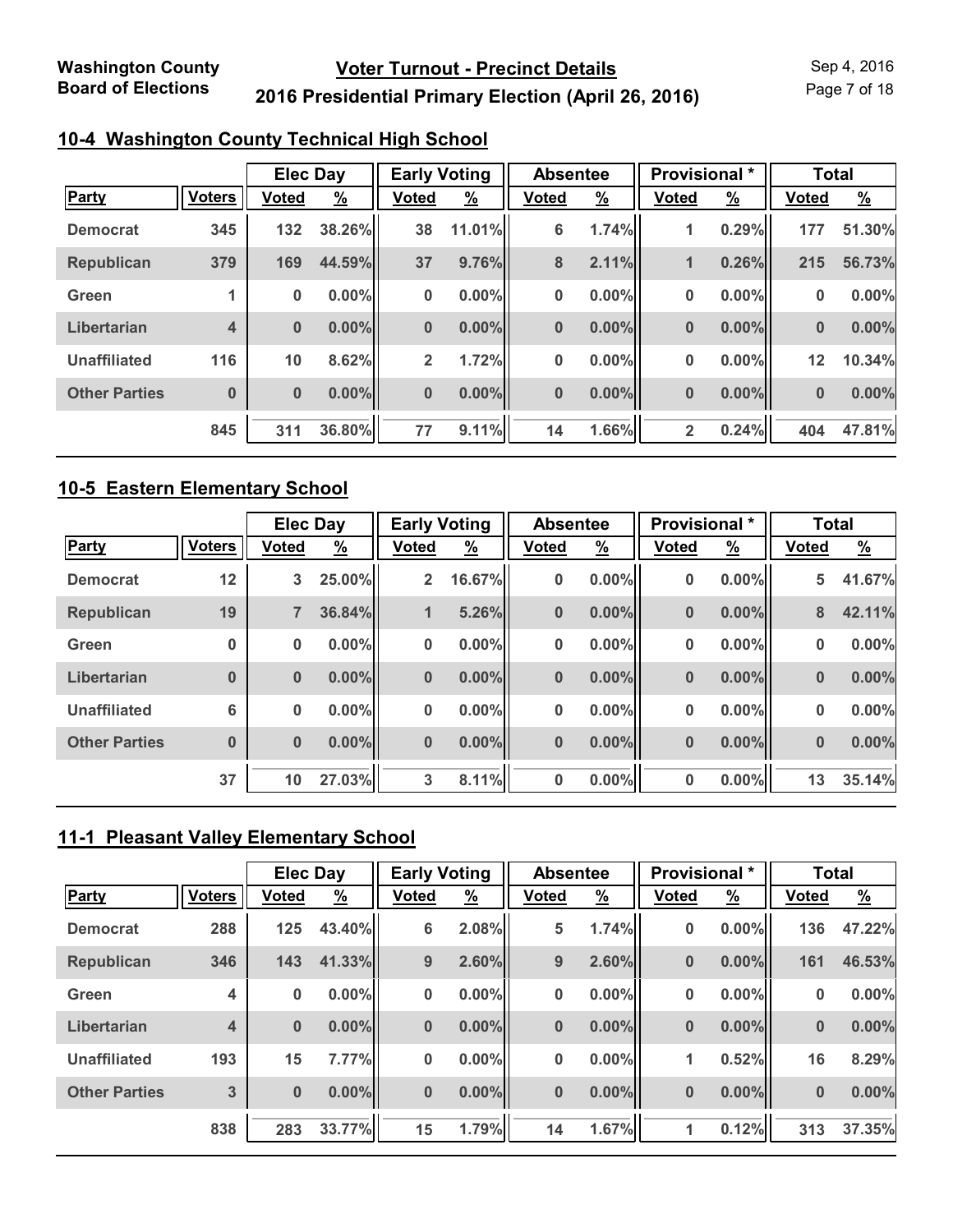Washington County Board of Elections

**Voter Turnout - Precinct Details**

**2016 Presidential Primary Election (April 26, 2016)**

Sep 4, 2016

## 10-4 Washington County Technical High School

| | | Elec Day | | Early Voting | | Absentee | | Provisional * | | Total | |
|---|---|---|---|---|---|---|---|---|---|---|---|
| Party | Voters | Voted | % | Voted | % | Voted | % | Voted | % | Voted | % |
| Democrat | 345 | 132 | 38.26% | 38 | 11.01% | 6 | 1.74% | 1 | 0.29% | 177 | 51.30% |
| Republican | 379 | 169 | 44.59% | 37 | 9.76% | 8 | 2.11% | 1 | 0.26% | 215 | 56.73% |
| Green | 1 | 0 | 0.00% | 0 | 0.00% | 0 | 0.00% | 0 | 0.00% | 0 | 0.00% |
| Libertarian | 4 | 0 | 0.00% | 0 | 0.00% | 0 | 0.00% | 0 | 0.00% | 0 | 0.00% |
| Unaffiliated | 116 | 10 | 8.62% | 2 | 1.72% | 0 | 0.00% | 0 | 0.00% | 12 | 10.34% |
| Other Parties | 0 | 0 | 0.00% | 0 | 0.00% | 0 | 0.00% | 0 | 0.00% | 0 | 0.00% |
| | 845 | 311 | 36.80% | 77 | 9.11% | 14 | 1.66% | 2 | 0.24% | 404 | 47.81% |

## 10-5 Eastern Elementary School

| | | Elec Day | | Early Voting | | Absentee | | Provisional * | | Total | |
|---|---|---|---|---|---|---|---|---|---|---|---|
| Party | Voters | Voted | % | Voted | % | Voted | % | Voted | % | Voted | % |
| Democrat | 12 | 3 | 25.00% | 2 | 16.67% | 0 | 0.00% | 0 | 0.00% | 5 | 41.67% |
| Republican | 19 | 7 | 36.84% | 1 | 5.26% | 0 | 0.00% | 0 | 0.00% | 8 | 42.11% |
| Green | 0 | 0 | 0.00% | 0 | 0.00% | 0 | 0.00% | 0 | 0.00% | 0 | 0.00% |
| Libertarian | 0 | 0 | 0.00% | 0 | 0.00% | 0 | 0.00% | 0 | 0.00% | 0 | 0.00% |
| Unaffiliated | 6 | 0 | 0.00% | 0 | 0.00% | 0 | 0.00% | 0 | 0.00% | 0 | 0.00% |
| Other Parties | 0 | 0 | 0.00% | 0 | 0.00% | 0 | 0.00% | 0 | 0.00% | 0 | 0.00% |
| | 37 | 10 | 27.03% | 3 | 8.11% | 0 | 0.00% | 0 | 0.00% | 13 | 35.14% |

## 11-1 Pleasant Valley Elementary School

| | | Elec Day | | Early Voting | | Absentee | | Provisional * | | Total | |
|---|---|---|---|---|---|---|---|---|---|---|---|
| Party | Voters | Voted | % | Voted | % | Voted | % | Voted | % | Voted | % |
| Democrat | 288 | 125 | 43.40% | 6 | 2.08% | 5 | 1.74% | 0 | 0.00% | 136 | 47.22% |
| Republican | 346 | 143 | 41.33% | 9 | 2.60% | 9 | 2.60% | 0 | 0.00% | 161 | 46.53% |
| Green | 4 | 0 | 0.00% | 0 | 0.00% | 0 | 0.00% | 0 | 0.00% | 0 | 0.00% |
| Libertarian | 4 | 0 | 0.00% | 0 | 0.00% | 0 | 0.00% | 0 | 0.00% | 0 | 0.00% |
| Unaffiliated | 193 | 15 | 7.77% | 0 | 0.00% | 0 | 0.00% | 1 | 0.52% | 16 | 8.29% |
| Other Parties | 3 | 0 | 0.00% | 0 | 0.00% | 0 | 0.00% | 0 | 0.00% | 0 | 0.00% |
| | 838 | 283 | 33.77% | 15 | 1.79% | 14 | 1.67% | 1 | 0.12% | 313 | 37.35% |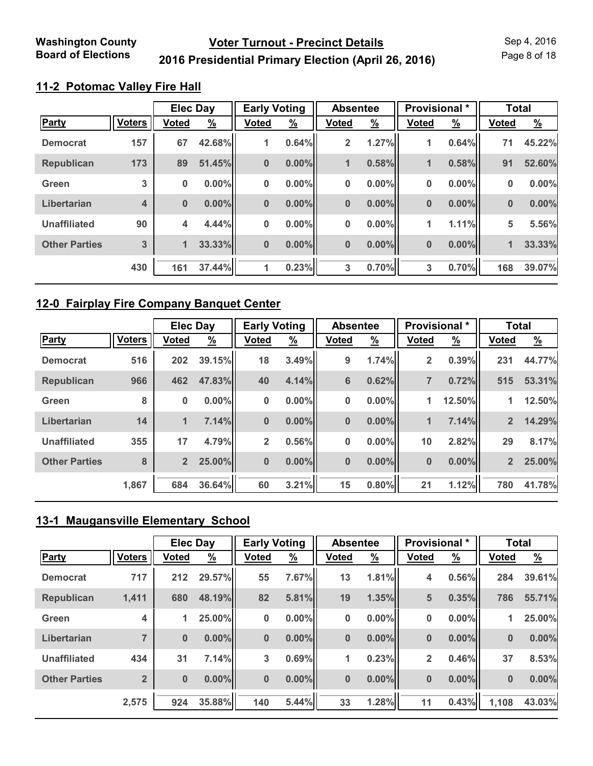Washington County Board of Elections

# Voter Turnout - Precinct Details

## 2016 Presidential Primary Election (April 26, 2016)

Sep 4, 2016

### 11-2 Potomac Valley Fire Hall

| | | Elec Day | | Early Voting | | Absentee | | Provisional * | | Total | |
|---|---|---|---|---|---|---|---|---|---|---|---|
| Party | Voters | Voted | % | Voted | % | Voted | % | Voted | % | Voted | % |
| Democrat | 157 | 67 | 42.68% | 1 | 0.64% | 2 | 1.27% | 1 | 0.64% | 71 | 45.22% |
| Republican | 173 | 89 | 51.45% | 0 | 0.00% | 1 | 0.58% | 1 | 0.58% | 91 | 52.60% |
| Green | 3 | 0 | 0.00% | 0 | 0.00% | 0 | 0.00% | 0 | 0.00% | 0 | 0.00% |
| Libertarian | 4 | 0 | 0.00% | 0 | 0.00% | 0 | 0.00% | 0 | 0.00% | 0 | 0.00% |
| Unaffiliated | 90 | 4 | 4.44% | 0 | 0.00% | 0 | 0.00% | 1 | 1.11% | 5 | 5.56% |
| Other Parties | 3 | 1 | 33.33% | 0 | 0.00% | 0 | 0.00% | 0 | 0.00% | 1 | 33.33% |
| | 430 | 161 | 37.44% | 1 | 0.23% | 3 | 0.70% | 3 | 0.70% | 168 | 39.07% |

### 12-0 Fairplay Fire Company Banquet Center

| | | Elec Day | | Early Voting | | Absentee | | Provisional * | | Total | |
|---|---|---|---|---|---|---|---|---|---|---|---|
| Party | Voters | Voted | % | Voted | % | Voted | % | Voted | % | Voted | % |
| Democrat | 516 | 202 | 39.15% | 18 | 3.49% | 9 | 1.74% | 2 | 0.39% | 231 | 44.77% |
| Republican | 966 | 462 | 47.83% | 40 | 4.14% | 6 | 0.62% | 7 | 0.72% | 515 | 53.31% |
| Green | 8 | 0 | 0.00% | 0 | 0.00% | 0 | 0.00% | 1 | 12.50% | 1 | 12.50% |
| Libertarian | 14 | 1 | 7.14% | 0 | 0.00% | 0 | 0.00% | 1 | 7.14% | 2 | 14.29% |
| Unaffiliated | 355 | 17 | 4.79% | 2 | 0.56% | 0 | 0.00% | 10 | 2.82% | 29 | 8.17% |
| Other Parties | 8 | 2 | 25.00% | 0 | 0.00% | 0 | 0.00% | 0 | 0.00% | 2 | 25.00% |
| | 1,867 | 684 | 36.64% | 60 | 3.21% | 15 | 0.80% | 21 | 1.12% | 780 | 41.78% |

### 13-1 Maugansville Elementary School

| | | Elec Day | | Early Voting | | Absentee | | Provisional * | | Total | |
|---|---|---|---|---|---|---|---|---|---|---|---|
| Party | Voters | Voted | % | Voted | % | Voted | % | Voted | % | Voted | % |
| Democrat | 717 | 212 | 29.57% | 55 | 7.67% | 13 | 1.81% | 4 | 0.56% | 284 | 39.61% |
| Republican | 1,411 | 680 | 48.19% | 82 | 5.81% | 19 | 1.35% | 5 | 0.35% | 786 | 55.71% |
| Green | 4 | 1 | 25.00% | 0 | 0.00% | 0 | 0.00% | 0 | 0.00% | 1 | 25.00% |
| Libertarian | 7 | 0 | 0.00% | 0 | 0.00% | 0 | 0.00% | 0 | 0.00% | 0 | 0.00% |
| Unaffiliated | 434 | 31 | 7.14% | 3 | 0.69% | 1 | 0.23% | 2 | 0.46% | 37 | 8.53% |
| Other Parties | 2 | 0 | 0.00% | 0 | 0.00% | 0 | 0.00% | 0 | 0.00% | 0 | 0.00% |
| | 2,575 | 924 | 35.88% | 140 | 5.44% | 33 | 1.28% | 11 | 0.43% | 1,108 | 43.03% |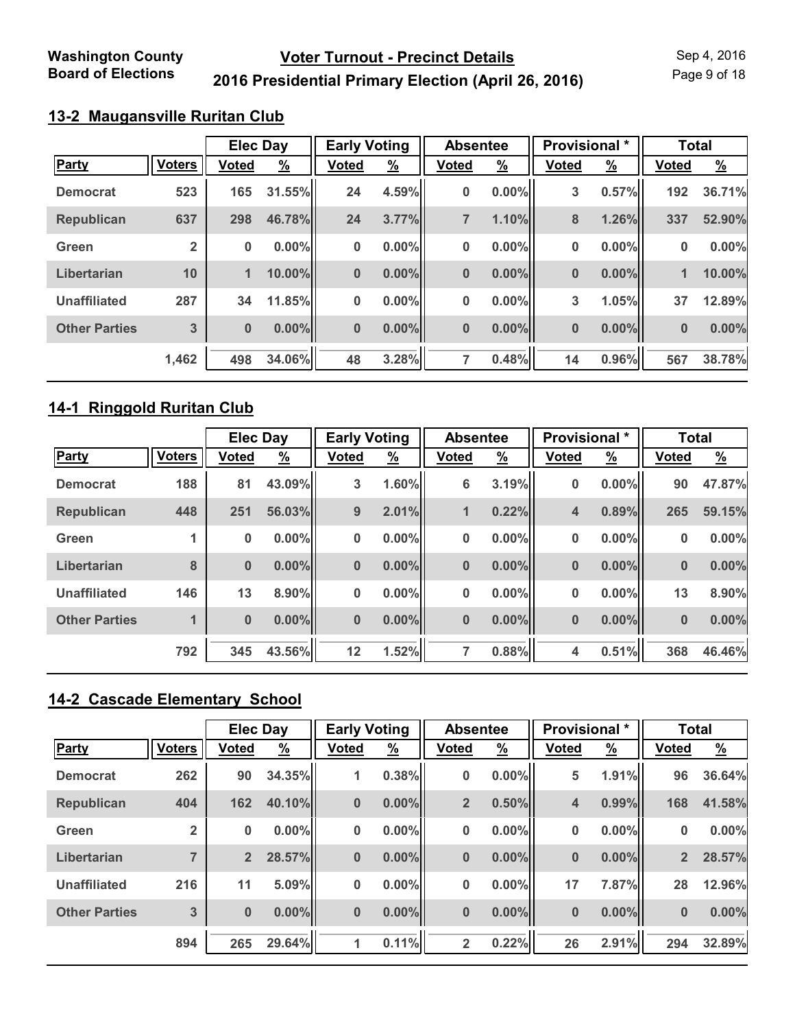Washington County Board of Elections

# Voter Turnout - Precinct Details

## 2016 Presidential Primary Election (April 26, 2016)

Sep 4, 2016

### 13-2 Maugansville Ruritan Club

| | | Elec Day | | Early Voting | | Absentee | | Provisional * | | Total | |
|---|---|---|---|---|---|---|---|---|---|---|---|
| **Party** | **Voters** | **Voted** | **%** | **Voted** | **%** | **Voted** | **%** | **Voted** | **%** | **Voted** | **%** |
| Democrat | 523 | 165 | 31.55% | 24 | 4.59% | 0 | 0.00% | 3 | 0.57% | 192 | 36.71% |
| Republican | 637 | 298 | 46.78% | 24 | 3.77% | 7 | 1.10% | 8 | 1.26% | 337 | 52.90% |
| Green | 2 | 0 | 0.00% | 0 | 0.00% | 0 | 0.00% | 0 | 0.00% | 0 | 0.00% |
| Libertarian | 10 | 1 | 10.00% | 0 | 0.00% | 0 | 0.00% | 0 | 0.00% | 1 | 10.00% |
| Unaffiliated | 287 | 34 | 11.85% | 0 | 0.00% | 0 | 0.00% | 3 | 1.05% | 37 | 12.89% |
| Other Parties | 3 | 0 | 0.00% | 0 | 0.00% | 0 | 0.00% | 0 | 0.00% | 0 | 0.00% |
| | 1,462 | 498 | 34.06% | 48 | 3.28% | 7 | 0.48% | 14 | 0.96% | 567 | 38.78% |

### 14-1 Ringgold Ruritan Club

| | | Elec Day | | Early Voting | | Absentee | | Provisional * | | Total | |
|---|---|---|---|---|---|---|---|---|---|---|---|
| **Party** | **Voters** | **Voted** | **%** | **Voted** | **%** | **Voted** | **%** | **Voted** | **%** | **Voted** | **%** |
| Democrat | 188 | 81 | 43.09% | 3 | 1.60% | 6 | 3.19% | 0 | 0.00% | 90 | 47.87% |
| Republican | 448 | 251 | 56.03% | 9 | 2.01% | 1 | 0.22% | 4 | 0.89% | 265 | 59.15% |
| Green | 1 | 0 | 0.00% | 0 | 0.00% | 0 | 0.00% | 0 | 0.00% | 0 | 0.00% |
| Libertarian | 8 | 0 | 0.00% | 0 | 0.00% | 0 | 0.00% | 0 | 0.00% | 0 | 0.00% |
| Unaffiliated | 146 | 13 | 8.90% | 0 | 0.00% | 0 | 0.00% | 0 | 0.00% | 13 | 8.90% |
| Other Parties | 1 | 0 | 0.00% | 0 | 0.00% | 0 | 0.00% | 0 | 0.00% | 0 | 0.00% |
| | 792 | 345 | 43.56% | 12 | 1.52% | 7 | 0.88% | 4 | 0.51% | 368 | 46.46% |

### 14-2 Cascade Elementary School

| | | Elec Day | | Early Voting | | Absentee | | Provisional * | | Total | |
|---|---|---|---|---|---|---|---|---|---|---|---|
| **Party** | **Voters** | **Voted** | **%** | **Voted** | **%** | **Voted** | **%** | **Voted** | **%** | **Voted** | **%** |
| Democrat | 262 | 90 | 34.35% | 1 | 0.38% | 0 | 0.00% | 5 | 1.91% | 96 | 36.64% |
| Republican | 404 | 162 | 40.10% | 0 | 0.00% | 2 | 0.50% | 4 | 0.99% | 168 | 41.58% |
| Green | 2 | 0 | 0.00% | 0 | 0.00% | 0 | 0.00% | 0 | 0.00% | 0 | 0.00% |
| Libertarian | 7 | 2 | 28.57% | 0 | 0.00% | 0 | 0.00% | 0 | 0.00% | 2 | 28.57% |
| Unaffiliated | 216 | 11 | 5.09% | 0 | 0.00% | 0 | 0.00% | 17 | 7.87% | 28 | 12.96% |
| Other Parties | 3 | 0 | 0.00% | 0 | 0.00% | 0 | 0.00% | 0 | 0.00% | 0 | 0.00% |
| | 894 | 265 | 29.64% | 1 | 0.11% | 2 | 0.22% | 26 | 2.91% | 294 | 32.89% |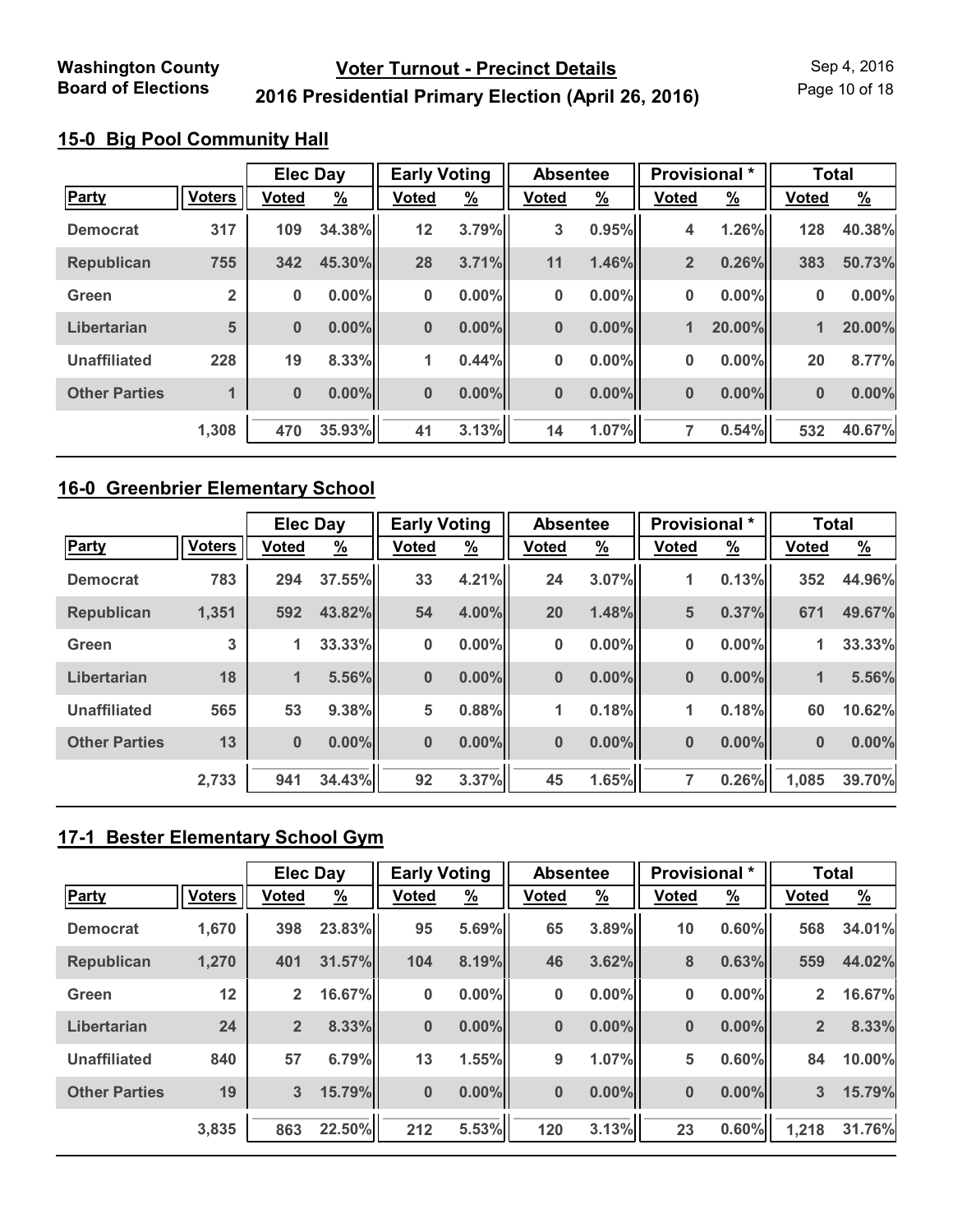## 15-0 Big Pool Community Hall

| | | Elec Day | | Early Voting | | Absentee | | Provisional * | | Total | |
|---|---|---|---|---|---|---|---|---|---|---|---|
| Party | Voters | Voted | % | Voted | % | Voted | % | Voted | % | Voted | % |
| Democrat | 317 | 109 | 34.38% | 12 | 3.79% | 3 | 0.95% | 4 | 1.26% | 128 | 40.38% |
| Republican | 755 | 342 | 45.30% | 28 | 3.71% | 11 | 1.46% | 2 | 0.26% | 383 | 50.73% |
| Green | 2 | 0 | 0.00% | 0 | 0.00% | 0 | 0.00% | 0 | 0.00% | 0 | 0.00% |
| Libertarian | 5 | 0 | 0.00% | 0 | 0.00% | 0 | 0.00% | 1 | 20.00% | 1 | 20.00% |
| Unaffiliated | 228 | 19 | 8.33% | 1 | 0.44% | 0 | 0.00% | 0 | 0.00% | 20 | 8.77% |
| Other Parties | 1 | 0 | 0.00% | 0 | 0.00% | 0 | 0.00% | 0 | 0.00% | 0 | 0.00% |
| | 1,308 | 470 | 35.93% | 41 | 3.13% | 14 | 1.07% | 7 | 0.54% | 532 | 40.67% |

## 16-0 Greenbrier Elementary School

| | | Elec Day | | Early Voting | | Absentee | | Provisional * | | Total | |
|---|---|---|---|---|---|---|---|---|---|---|---|
| Party | Voters | Voted | % | Voted | % | Voted | % | Voted | % | Voted | % |
| Democrat | 783 | 294 | 37.55% | 33 | 4.21% | 24 | 3.07% | 1 | 0.13% | 352 | 44.96% |
| Republican | 1,351 | 592 | 43.82% | 54 | 4.00% | 20 | 1.48% | 5 | 0.37% | 671 | 49.67% |
| Green | 3 | 1 | 33.33% | 0 | 0.00% | 0 | 0.00% | 0 | 0.00% | 1 | 33.33% |
| Libertarian | 18 | 1 | 5.56% | 0 | 0.00% | 0 | 0.00% | 0 | 0.00% | 1 | 5.56% |
| Unaffiliated | 565 | 53 | 9.38% | 5 | 0.88% | 1 | 0.18% | 1 | 0.18% | 60 | 10.62% |
| Other Parties | 13 | 0 | 0.00% | 0 | 0.00% | 0 | 0.00% | 0 | 0.00% | 0 | 0.00% |
| | 2,733 | 941 | 34.43% | 92 | 3.37% | 45 | 1.65% | 7 | 0.26% | 1,085 | 39.70% |

## 17-1 Bester Elementary School Gym

| | | Elec Day | | Early Voting | | Absentee | | Provisional * | | Total | |
|---|---|---|---|---|---|---|---|---|---|---|---|
| Party | Voters | Voted | % | Voted | % | Voted | % | Voted | % | Voted | % |
| Democrat | 1,670 | 398 | 23.83% | 95 | 5.69% | 65 | 3.89% | 10 | 0.60% | 568 | 34.01% |
| Republican | 1,270 | 401 | 31.57% | 104 | 8.19% | 46 | 3.62% | 8 | 0.63% | 559 | 44.02% |
| Green | 12 | 2 | 16.67% | 0 | 0.00% | 0 | 0.00% | 0 | 0.00% | 2 | 16.67% |
| Libertarian | 24 | 2 | 8.33% | 0 | 0.00% | 0 | 0.00% | 0 | 0.00% | 2 | 8.33% |
| Unaffiliated | 840 | 57 | 6.79% | 13 | 1.55% | 9 | 1.07% | 5 | 0.60% | 84 | 10.00% |
| Other Parties | 19 | 3 | 15.79% | 0 | 0.00% | 0 | 0.00% | 0 | 0.00% | 3 | 15.79% |
| | 3,835 | 863 | 22.50% | 212 | 5.53% | 120 | 3.13% | 23 | 0.60% | 1,218 | 31.76% |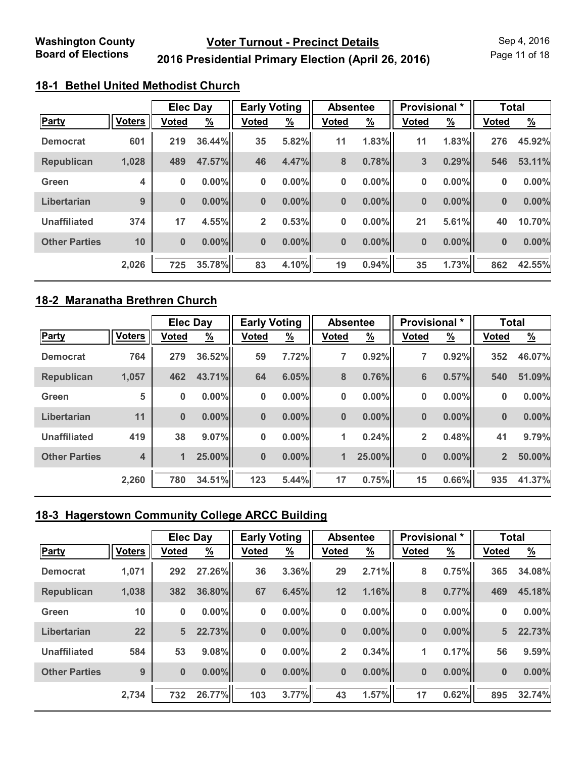## 18-1 Bethel United Methodist Church

| | | Elec Day | | Early Voting | | Absentee | | Provisional * | | Total | |
|---|---|---|---|---|---|---|---|---|---|---|---|
| Party | Voters | Voted | % | Voted | % | Voted | % | Voted | % | Voted | % |
| Democrat | 601 | 219 | 36.44% | 35 | 5.82% | 11 | 1.83% | 11 | 1.83% | 276 | 45.92% |
| Republican | 1,028 | 489 | 47.57% | 46 | 4.47% | 8 | 0.78% | 3 | 0.29% | 546 | 53.11% |
| Green | 4 | 0 | 0.00% | 0 | 0.00% | 0 | 0.00% | 0 | 0.00% | 0 | 0.00% |
| Libertarian | 9 | 0 | 0.00% | 0 | 0.00% | 0 | 0.00% | 0 | 0.00% | 0 | 0.00% |
| Unaffiliated | 374 | 17 | 4.55% | 2 | 0.53% | 0 | 0.00% | 21 | 5.61% | 40 | 10.70% |
| Other Parties | 10 | 0 | 0.00% | 0 | 0.00% | 0 | 0.00% | 0 | 0.00% | 0 | 0.00% |
| | 2,026 | 725 | 35.78% | 83 | 4.10% | 19 | 0.94% | 35 | 1.73% | 862 | 42.55% |

## 18-2 Maranatha Brethren Church

| | | Elec Day | | Early Voting | | Absentee | | Provisional * | | Total | |
|---|---|---|---|---|---|---|---|---|---|---|---|
| Party | Voters | Voted | % | Voted | % | Voted | % | Voted | % | Voted | % |
| Democrat | 764 | 279 | 36.52% | 59 | 7.72% | 7 | 0.92% | 7 | 0.92% | 352 | 46.07% |
| Republican | 1,057 | 462 | 43.71% | 64 | 6.05% | 8 | 0.76% | 6 | 0.57% | 540 | 51.09% |
| Green | 5 | 0 | 0.00% | 0 | 0.00% | 0 | 0.00% | 0 | 0.00% | 0 | 0.00% |
| Libertarian | 11 | 0 | 0.00% | 0 | 0.00% | 0 | 0.00% | 0 | 0.00% | 0 | 0.00% |
| Unaffiliated | 419 | 38 | 9.07% | 0 | 0.00% | 1 | 0.24% | 2 | 0.48% | 41 | 9.79% |
| Other Parties | 4 | 1 | 25.00% | 0 | 0.00% | 1 | 25.00% | 0 | 0.00% | 2 | 50.00% |
| | 2,260 | 780 | 34.51% | 123 | 5.44% | 17 | 0.75% | 15 | 0.66% | 935 | 41.37% |

## 18-3 Hagerstown Community College ARCC Building

| | | Elec Day | | Early Voting | | Absentee | | Provisional * | | Total | |
|---|---|---|---|---|---|---|---|---|---|---|---|
| Party | Voters | Voted | % | Voted | % | Voted | % | Voted | % | Voted | % |
| Democrat | 1,071 | 292 | 27.26% | 36 | 3.36% | 29 | 2.71% | 8 | 0.75% | 365 | 34.08% |
| Republican | 1,038 | 382 | 36.80% | 67 | 6.45% | 12 | 1.16% | 8 | 0.77% | 469 | 45.18% |
| Green | 10 | 0 | 0.00% | 0 | 0.00% | 0 | 0.00% | 0 | 0.00% | 0 | 0.00% |
| Libertarian | 22 | 5 | 22.73% | 0 | 0.00% | 0 | 0.00% | 0 | 0.00% | 5 | 22.73% |
| Unaffiliated | 584 | 53 | 9.08% | 0 | 0.00% | 2 | 0.34% | 1 | 0.17% | 56 | 9.59% |
| Other Parties | 9 | 0 | 0.00% | 0 | 0.00% | 0 | 0.00% | 0 | 0.00% | 0 | 0.00% |
| | 2,734 | 732 | 26.77% | 103 | 3.77% | 43 | 1.57% | 17 | 0.62% | 895 | 32.74% |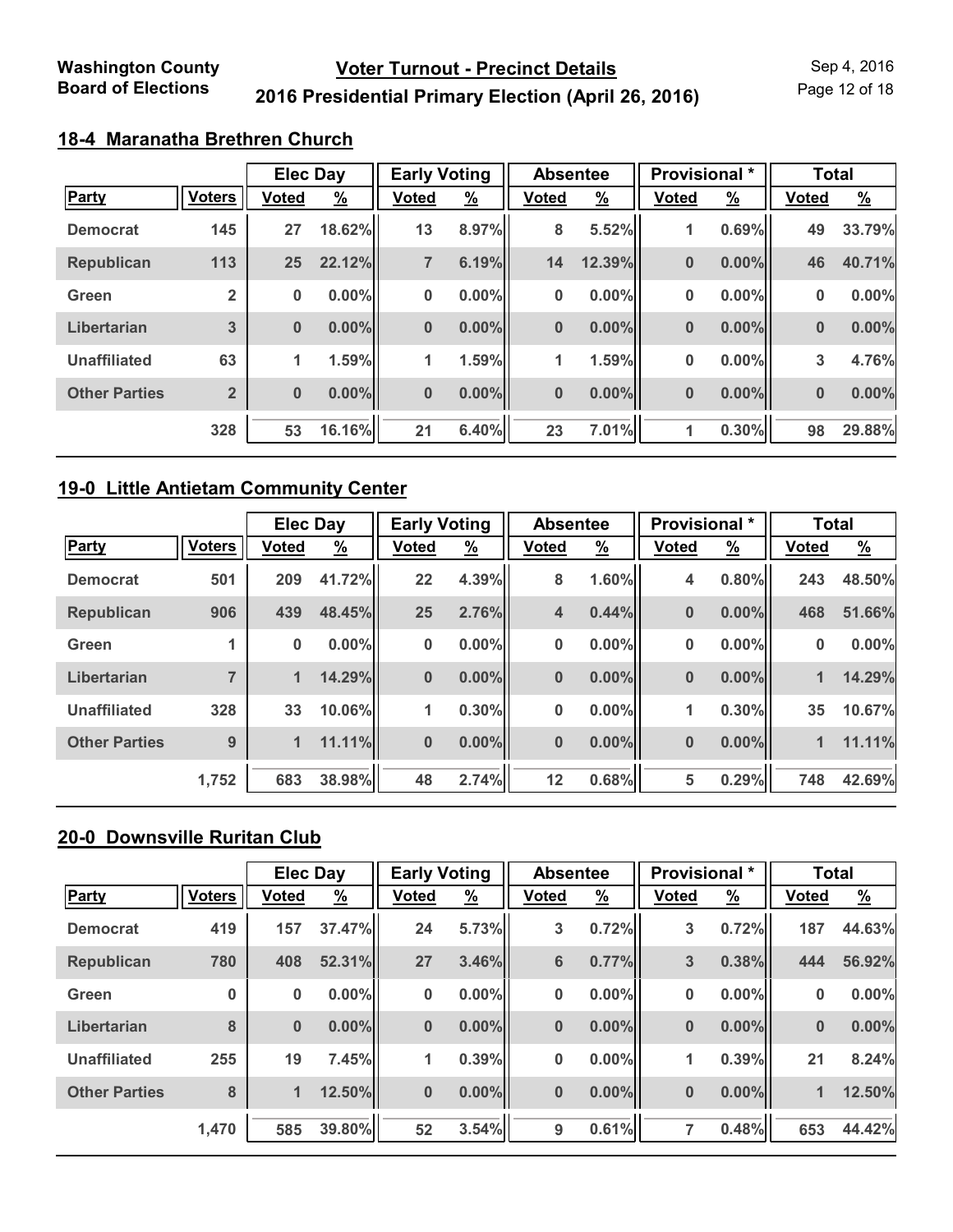## 18-4 Maranatha Brethren Church

| Party | Voters | Elec Day Voted | Elec Day % | Early Voting Voted | Early Voting % | Absentee Voted | Absentee % | Provisional * Voted | Provisional * % | Total Voted | Total % |
|---|---|---|---|---|---|---|---|---|---|---|---|
| Democrat | 145 | 27 | 18.62% | 13 | 8.97% | 8 | 5.52% | 1 | 0.69% | 49 | 33.79% |
| Republican | 113 | 25 | 22.12% | 7 | 6.19% | 14 | 12.39% | 0 | 0.00% | 46 | 40.71% |
| Green | 2 | 0 | 0.00% | 0 | 0.00% | 0 | 0.00% | 0 | 0.00% | 0 | 0.00% |
| Libertarian | 3 | 0 | 0.00% | 0 | 0.00% | 0 | 0.00% | 0 | 0.00% | 0 | 0.00% |
| Unaffiliated | 63 | 1 | 1.59% | 1 | 1.59% | 1 | 1.59% | 0 | 0.00% | 3 | 4.76% |
| Other Parties | 2 | 0 | 0.00% | 0 | 0.00% | 0 | 0.00% | 0 | 0.00% | 0 | 0.00% |
| | 328 | 53 | 16.16% | 21 | 6.40% | 23 | 7.01% | 1 | 0.30% | 98 | 29.88% |

## 19-0 Little Antietam Community Center

| Party | Voters | Elec Day Voted | Elec Day % | Early Voting Voted | Early Voting % | Absentee Voted | Absentee % | Provisional * Voted | Provisional * % | Total Voted | Total % |
|---|---|---|---|---|---|---|---|---|---|---|---|
| Democrat | 501 | 209 | 41.72% | 22 | 4.39% | 8 | 1.60% | 4 | 0.80% | 243 | 48.50% |
| Republican | 906 | 439 | 48.45% | 25 | 2.76% | 4 | 0.44% | 0 | 0.00% | 468 | 51.66% |
| Green | 1 | 0 | 0.00% | 0 | 0.00% | 0 | 0.00% | 0 | 0.00% | 0 | 0.00% |
| Libertarian | 7 | 1 | 14.29% | 0 | 0.00% | 0 | 0.00% | 0 | 0.00% | 1 | 14.29% |
| Unaffiliated | 328 | 33 | 10.06% | 1 | 0.30% | 0 | 0.00% | 1 | 0.30% | 35 | 10.67% |
| Other Parties | 9 | 1 | 11.11% | 0 | 0.00% | 0 | 0.00% | 0 | 0.00% | 1 | 11.11% |
| | 1,752 | 683 | 38.98% | 48 | 2.74% | 12 | 0.68% | 5 | 0.29% | 748 | 42.69% |

## 20-0 Downsville Ruritan Club

| Party | Voters | Elec Day Voted | Elec Day % | Early Voting Voted | Early Voting % | Absentee Voted | Absentee % | Provisional * Voted | Provisional * % | Total Voted | Total % |
|---|---|---|---|---|---|---|---|---|---|---|---|
| Democrat | 419 | 157 | 37.47% | 24 | 5.73% | 3 | 0.72% | 3 | 0.72% | 187 | 44.63% |
| Republican | 780 | 408 | 52.31% | 27 | 3.46% | 6 | 0.77% | 3 | 0.38% | 444 | 56.92% |
| Green | 0 | 0 | 0.00% | 0 | 0.00% | 0 | 0.00% | 0 | 0.00% | 0 | 0.00% |
| Libertarian | 8 | 0 | 0.00% | 0 | 0.00% | 0 | 0.00% | 0 | 0.00% | 0 | 0.00% |
| Unaffiliated | 255 | 19 | 7.45% | 1 | 0.39% | 0 | 0.00% | 1 | 0.39% | 21 | 8.24% |
| Other Parties | 8 | 1 | 12.50% | 0 | 0.00% | 0 | 0.00% | 0 | 0.00% | 1 | 12.50% |
| | 1,470 | 585 | 39.80% | 52 | 3.54% | 9 | 0.61% | 7 | 0.48% | 653 | 44.42% |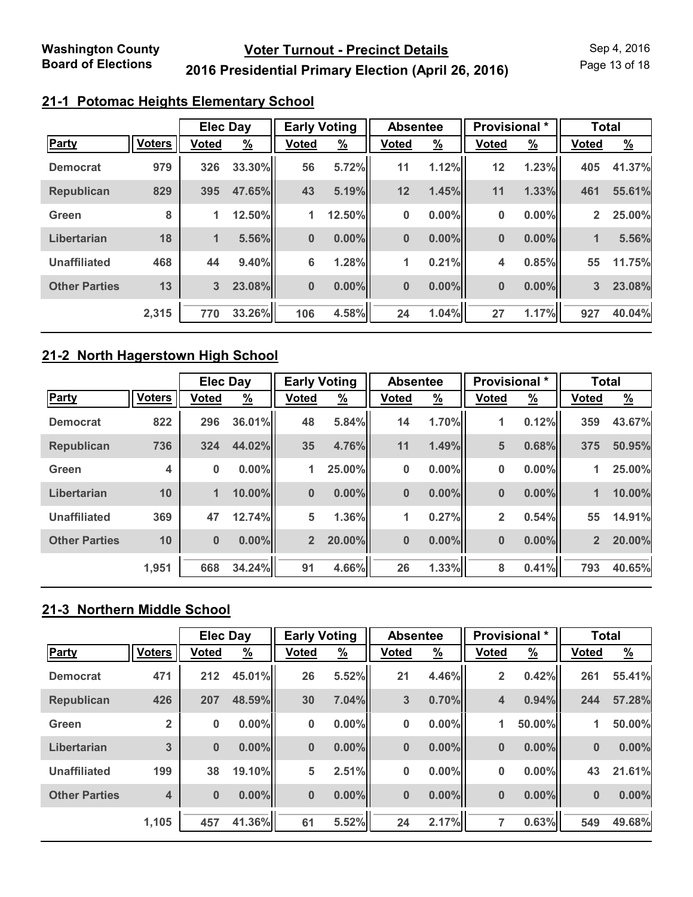# Washington County Board of Elections

## Voter Turnout - Precinct Details

## 2016 Presidential Primary Election (April 26, 2016)

Sep 4, 2016

### 21-1 Potomac Heights Elementary School

| | | Elec Day | | Early Voting | | Absentee | | Provisional * | | Total | |
|---|---|---|---|---|---|---|---|---|---|---|---|
| Party | Voters | Voted | % | Voted | % | Voted | % | Voted | % | Voted | % |
| Democrat | 979 | 326 | 33.30% | 56 | 5.72% | 11 | 1.12% | 12 | 1.23% | 405 | 41.37% |
| Republican | 829 | 395 | 47.65% | 43 | 5.19% | 12 | 1.45% | 11 | 1.33% | 461 | 55.61% |
| Green | 8 | 1 | 12.50% | 1 | 12.50% | 0 | 0.00% | 0 | 0.00% | 2 | 25.00% |
| Libertarian | 18 | 1 | 5.56% | 0 | 0.00% | 0 | 0.00% | 0 | 0.00% | 1 | 5.56% |
| Unaffiliated | 468 | 44 | 9.40% | 6 | 1.28% | 1 | 0.21% | 4 | 0.85% | 55 | 11.75% |
| Other Parties | 13 | 3 | 23.08% | 0 | 0.00% | 0 | 0.00% | 0 | 0.00% | 3 | 23.08% |
| | 2,315 | 770 | 33.26% | 106 | 4.58% | 24 | 1.04% | 27 | 1.17% | 927 | 40.04% |

### 21-2 North Hagerstown High School

| | | Elec Day | | Early Voting | | Absentee | | Provisional * | | Total | |
|---|---|---|---|---|---|---|---|---|---|---|---|
| Party | Voters | Voted | % | Voted | % | Voted | % | Voted | % | Voted | % |
| Democrat | 822 | 296 | 36.01% | 48 | 5.84% | 14 | 1.70% | 1 | 0.12% | 359 | 43.67% |
| Republican | 736 | 324 | 44.02% | 35 | 4.76% | 11 | 1.49% | 5 | 0.68% | 375 | 50.95% |
| Green | 4 | 0 | 0.00% | 1 | 25.00% | 0 | 0.00% | 0 | 0.00% | 1 | 25.00% |
| Libertarian | 10 | 1 | 10.00% | 0 | 0.00% | 0 | 0.00% | 0 | 0.00% | 1 | 10.00% |
| Unaffiliated | 369 | 47 | 12.74% | 5 | 1.36% | 1 | 0.27% | 2 | 0.54% | 55 | 14.91% |
| Other Parties | 10 | 0 | 0.00% | 2 | 20.00% | 0 | 0.00% | 0 | 0.00% | 2 | 20.00% |
| | 1,951 | 668 | 34.24% | 91 | 4.66% | 26 | 1.33% | 8 | 0.41% | 793 | 40.65% |

### 21-3 Northern Middle School

| | | Elec Day | | Early Voting | | Absentee | | Provisional * | | Total | |
|---|---|---|---|---|---|---|---|---|---|---|---|
| Party | Voters | Voted | % | Voted | % | Voted | % | Voted | % | Voted | % |
| Democrat | 471 | 212 | 45.01% | 26 | 5.52% | 21 | 4.46% | 2 | 0.42% | 261 | 55.41% |
| Republican | 426 | 207 | 48.59% | 30 | 7.04% | 3 | 0.70% | 4 | 0.94% | 244 | 57.28% |
| Green | 2 | 0 | 0.00% | 0 | 0.00% | 0 | 0.00% | 1 | 50.00% | 1 | 50.00% |
| Libertarian | 3 | 0 | 0.00% | 0 | 0.00% | 0 | 0.00% | 0 | 0.00% | 0 | 0.00% |
| Unaffiliated | 199 | 38 | 19.10% | 5 | 2.51% | 0 | 0.00% | 0 | 0.00% | 43 | 21.61% |
| Other Parties | 4 | 0 | 0.00% | 0 | 0.00% | 0 | 0.00% | 0 | 0.00% | 0 | 0.00% |
| | 1,105 | 457 | 41.36% | 61 | 5.52% | 24 | 2.17% | 7 | 0.63% | 549 | 49.68% |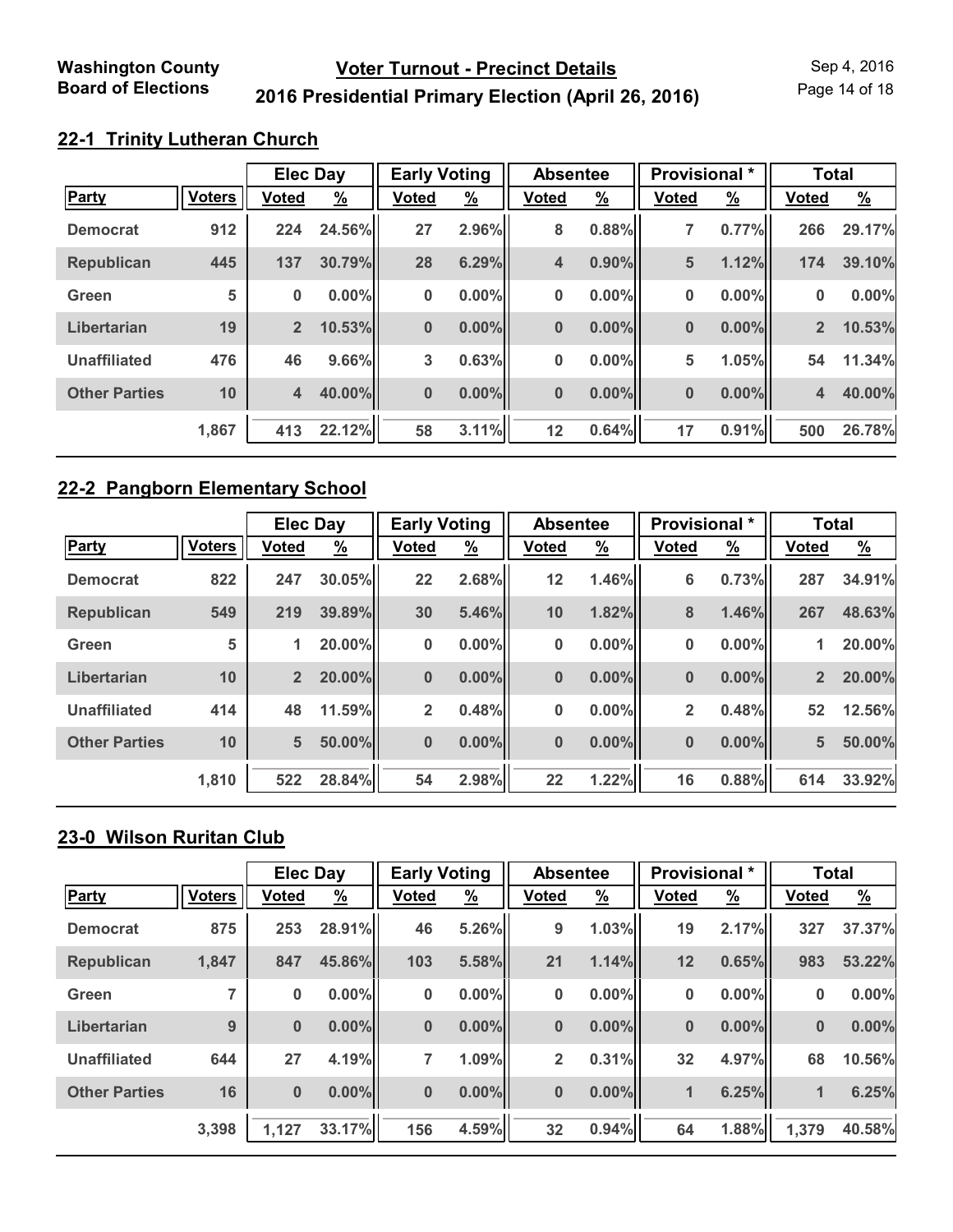## 22-1 Trinity Lutheran Church

| | | Elec Day | | Early Voting | | Absentee | | Provisional * | | Total | |
|---|---|---|---|---|---|---|---|---|---|---|---|
| **Party** | **Voters** | **Voted** | **%** | **Voted** | **%** | **Voted** | **%** | **Voted** | **%** | **Voted** | **%** |
| **Democrat** | 912 | 224 | 24.56% | 27 | 2.96% | 8 | 0.88% | 7 | 0.77% | 266 | 29.17% |
| **Republican** | 445 | 137 | 30.79% | 28 | 6.29% | 4 | 0.90% | 5 | 1.12% | 174 | 39.10% |
| **Green** | 5 | 0 | 0.00% | 0 | 0.00% | 0 | 0.00% | 0 | 0.00% | 0 | 0.00% |
| **Libertarian** | 19 | 2 | 10.53% | 0 | 0.00% | 0 | 0.00% | 0 | 0.00% | 2 | 10.53% |
| **Unaffiliated** | 476 | 46 | 9.66% | 3 | 0.63% | 0 | 0.00% | 5 | 1.05% | 54 | 11.34% |
| **Other Parties** | 10 | 4 | 40.00% | 0 | 0.00% | 0 | 0.00% | 0 | 0.00% | 4 | 40.00% |
| | 1,867 | 413 | 22.12% | 58 | 3.11% | 12 | 0.64% | 17 | 0.91% | 500 | 26.78% |

## 22-2 Pangborn Elementary School

| | | Elec Day | | Early Voting | | Absentee | | Provisional * | | Total | |
|---|---|---|---|---|---|---|---|---|---|---|---|
| **Party** | **Voters** | **Voted** | **%** | **Voted** | **%** | **Voted** | **%** | **Voted** | **%** | **Voted** | **%** |
| **Democrat** | 822 | 247 | 30.05% | 22 | 2.68% | 12 | 1.46% | 6 | 0.73% | 287 | 34.91% |
| **Republican** | 549 | 219 | 39.89% | 30 | 5.46% | 10 | 1.82% | 8 | 1.46% | 267 | 48.63% |
| **Green** | 5 | 1 | 20.00% | 0 | 0.00% | 0 | 0.00% | 0 | 0.00% | 1 | 20.00% |
| **Libertarian** | 10 | 2 | 20.00% | 0 | 0.00% | 0 | 0.00% | 0 | 0.00% | 2 | 20.00% |
| **Unaffiliated** | 414 | 48 | 11.59% | 2 | 0.48% | 0 | 0.00% | 2 | 0.48% | 52 | 12.56% |
| **Other Parties** | 10 | 5 | 50.00% | 0 | 0.00% | 0 | 0.00% | 0 | 0.00% | 5 | 50.00% |
| | 1,810 | 522 | 28.84% | 54 | 2.98% | 22 | 1.22% | 16 | 0.88% | 614 | 33.92% |

## 23-0 Wilson Ruritan Club

| | | Elec Day | | Early Voting | | Absentee | | Provisional * | | Total | |
|---|---|---|---|---|---|---|---|---|---|---|---|
| **Party** | **Voters** | **Voted** | **%** | **Voted** | **%** | **Voted** | **%** | **Voted** | **%** | **Voted** | **%** |
| **Democrat** | 875 | 253 | 28.91% | 46 | 5.26% | 9 | 1.03% | 19 | 2.17% | 327 | 37.37% |
| **Republican** | 1,847 | 847 | 45.86% | 103 | 5.58% | 21 | 1.14% | 12 | 0.65% | 983 | 53.22% |
| **Green** | 7 | 0 | 0.00% | 0 | 0.00% | 0 | 0.00% | 0 | 0.00% | 0 | 0.00% |
| **Libertarian** | 9 | 0 | 0.00% | 0 | 0.00% | 0 | 0.00% | 0 | 0.00% | 0 | 0.00% |
| **Unaffiliated** | 644 | 27 | 4.19% | 7 | 1.09% | 2 | 0.31% | 32 | 4.97% | 68 | 10.56% |
| **Other Parties** | 16 | 0 | 0.00% | 0 | 0.00% | 0 | 0.00% | 1 | 6.25% | 1 | 6.25% |
| | 3,398 | 1,127 | 33.17% | 156 | 4.59% | 32 | 0.94% | 64 | 1.88% | 1,379 | 40.58% |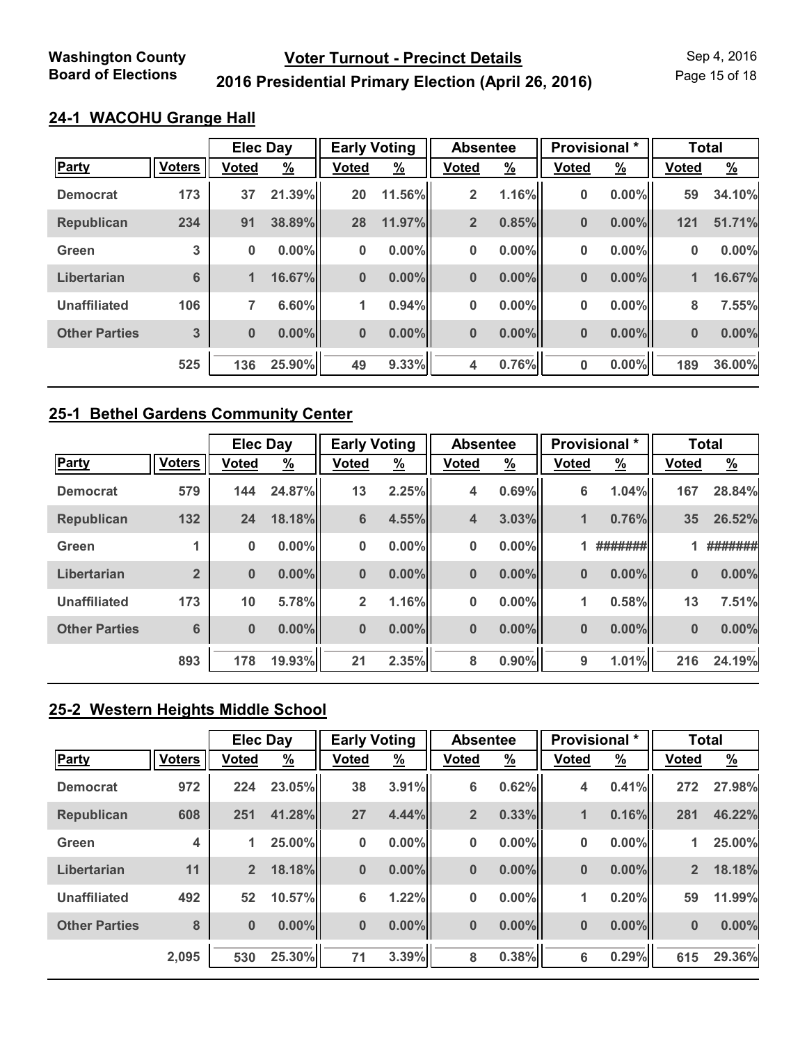## 24-1 WACOHU Grange Hall

| Party | Voters | Elec Day Voted | Elec Day % | Early Voting Voted | Early Voting % | Absentee Voted | Absentee % | Provisional * Voted | Provisional * % | Total Voted | Total % |
|---|---|---|---|---|---|---|---|---|---|---|---|
| Democrat | 173 | 37 | 21.39% | 20 | 11.56% | 2 | 1.16% | 0 | 0.00% | 59 | 34.10% |
| Republican | 234 | 91 | 38.89% | 28 | 11.97% | 2 | 0.85% | 0 | 0.00% | 121 | 51.71% |
| Green | 3 | 0 | 0.00% | 0 | 0.00% | 0 | 0.00% | 0 | 0.00% | 0 | 0.00% |
| Libertarian | 6 | 1 | 16.67% | 0 | 0.00% | 0 | 0.00% | 0 | 0.00% | 1 | 16.67% |
| Unaffiliated | 106 | 7 | 6.60% | 1 | 0.94% | 0 | 0.00% | 0 | 0.00% | 8 | 7.55% |
| Other Parties | 3 | 0 | 0.00% | 0 | 0.00% | 0 | 0.00% | 0 | 0.00% | 0 | 0.00% |
| | 525 | 136 | 25.90% | 49 | 9.33% | 4 | 0.76% | 0 | 0.00% | 189 | 36.00% |

## 25-1 Bethel Gardens Community Center

| Party | Voters | Elec Day Voted | Elec Day % | Early Voting Voted | Early Voting % | Absentee Voted | Absentee % | Provisional * Voted | Provisional * % | Total Voted | Total % |
|---|---|---|---|---|---|---|---|---|---|---|---|
| Democrat | 579 | 144 | 24.87% | 13 | 2.25% | 4 | 0.69% | 6 | 1.04% | 167 | 28.84% |
| Republican | 132 | 24 | 18.18% | 6 | 4.55% | 4 | 3.03% | 1 | 0.76% | 35 | 26.52% |
| Green | 1 | 0 | 0.00% | 0 | 0.00% | 0 | 0.00% | 1 | ####### | 1 | ####### |
| Libertarian | 2 | 0 | 0.00% | 0 | 0.00% | 0 | 0.00% | 0 | 0.00% | 0 | 0.00% |
| Unaffiliated | 173 | 10 | 5.78% | 2 | 1.16% | 0 | 0.00% | 1 | 0.58% | 13 | 7.51% |
| Other Parties | 6 | 0 | 0.00% | 0 | 0.00% | 0 | 0.00% | 0 | 0.00% | 0 | 0.00% |
| | 893 | 178 | 19.93% | 21 | 2.35% | 8 | 0.90% | 9 | 1.01% | 216 | 24.19% |

## 25-2 Western Heights Middle School

| Party | Voters | Elec Day Voted | Elec Day % | Early Voting Voted | Early Voting % | Absentee Voted | Absentee % | Provisional * Voted | Provisional * % | Total Voted | Total % |
|---|---|---|---|---|---|---|---|---|---|---|---|
| Democrat | 972 | 224 | 23.05% | 38 | 3.91% | 6 | 0.62% | 4 | 0.41% | 272 | 27.98% |
| Republican | 608 | 251 | 41.28% | 27 | 4.44% | 2 | 0.33% | 1 | 0.16% | 281 | 46.22% |
| Green | 4 | 1 | 25.00% | 0 | 0.00% | 0 | 0.00% | 0 | 0.00% | 1 | 25.00% |
| Libertarian | 11 | 2 | 18.18% | 0 | 0.00% | 0 | 0.00% | 0 | 0.00% | 2 | 18.18% |
| Unaffiliated | 492 | 52 | 10.57% | 6 | 1.22% | 0 | 0.00% | 1 | 0.20% | 59 | 11.99% |
| Other Parties | 8 | 0 | 0.00% | 0 | 0.00% | 0 | 0.00% | 0 | 0.00% | 0 | 0.00% |
| | 2,095 | 530 | 25.30% | 71 | 3.39% | 8 | 0.38% | 6 | 0.29% | 615 | 29.36% |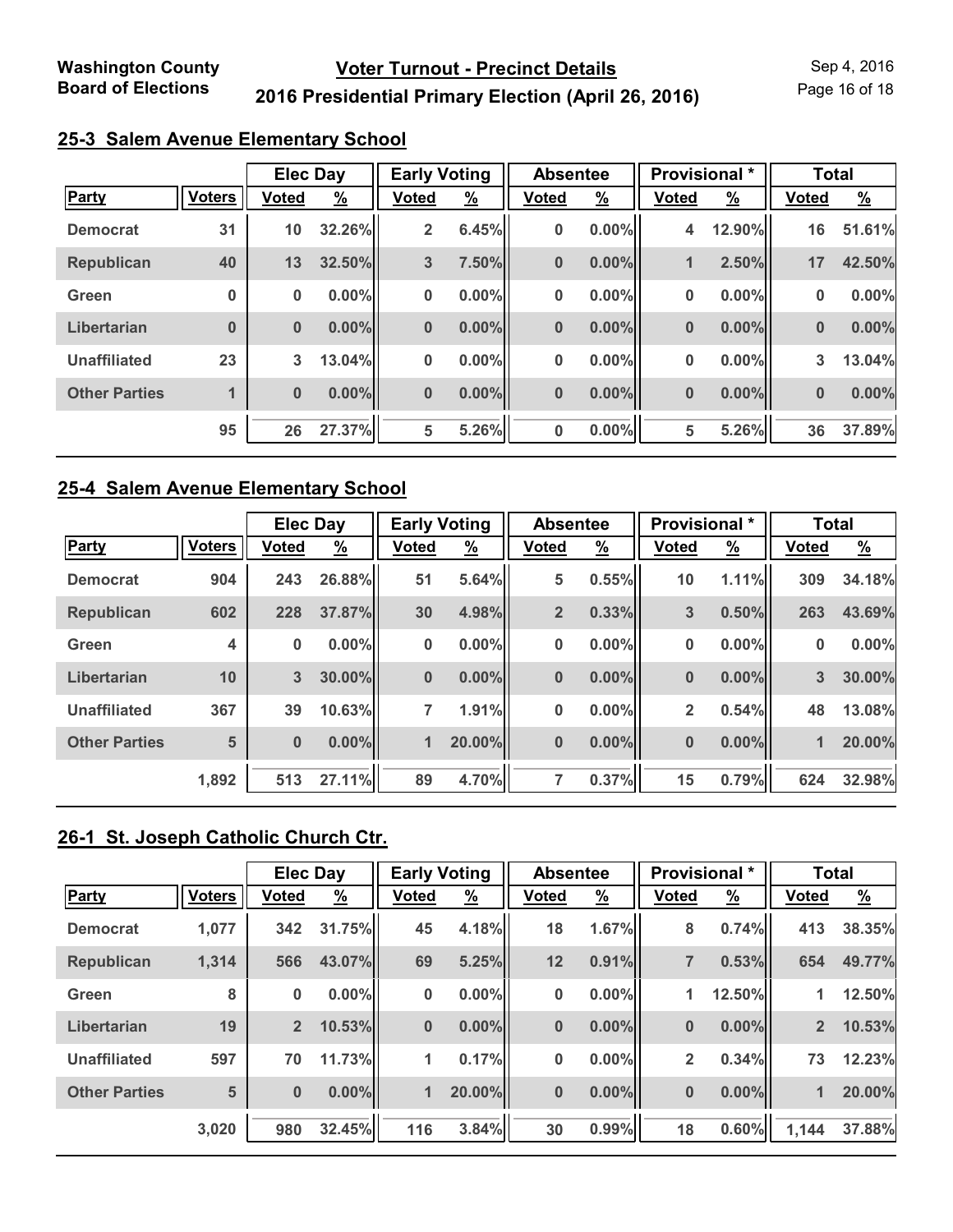Washington County Board of Elections

## Voter Turnout - Precinct Details

## 2016 Presidential Primary Election (April 26, 2016)

Sep 4, 2016

### 25-3 Salem Avenue Elementary School

| | | Elec Day | | Early Voting | | Absentee | | Provisional * | | Total | |
|---|---|---|---|---|---|---|---|---|---|---|---|
| Party | Voters | Voted | % | Voted | % | Voted | % | Voted | % | Voted | % |
| Democrat | 31 | 10 | 32.26% | 2 | 6.45% | 0 | 0.00% | 4 | 12.90% | 16 | 51.61% |
| Republican | 40 | 13 | 32.50% | 3 | 7.50% | 0 | 0.00% | 1 | 2.50% | 17 | 42.50% |
| Green | 0 | 0 | 0.00% | 0 | 0.00% | 0 | 0.00% | 0 | 0.00% | 0 | 0.00% |
| Libertarian | 0 | 0 | 0.00% | 0 | 0.00% | 0 | 0.00% | 0 | 0.00% | 0 | 0.00% |
| Unaffiliated | 23 | 3 | 13.04% | 0 | 0.00% | 0 | 0.00% | 0 | 0.00% | 3 | 13.04% |
| Other Parties | 1 | 0 | 0.00% | 0 | 0.00% | 0 | 0.00% | 0 | 0.00% | 0 | 0.00% |
| | 95 | 26 | 27.37% | 5 | 5.26% | 0 | 0.00% | 5 | 5.26% | 36 | 37.89% |

### 25-4 Salem Avenue Elementary School

| | | Elec Day | | Early Voting | | Absentee | | Provisional * | | Total | |
|---|---|---|---|---|---|---|---|---|---|---|---|
| Party | Voters | Voted | % | Voted | % | Voted | % | Voted | % | Voted | % |
| Democrat | 904 | 243 | 26.88% | 51 | 5.64% | 5 | 0.55% | 10 | 1.11% | 309 | 34.18% |
| Republican | 602 | 228 | 37.87% | 30 | 4.98% | 2 | 0.33% | 3 | 0.50% | 263 | 43.69% |
| Green | 4 | 0 | 0.00% | 0 | 0.00% | 0 | 0.00% | 0 | 0.00% | 0 | 0.00% |
| Libertarian | 10 | 3 | 30.00% | 0 | 0.00% | 0 | 0.00% | 0 | 0.00% | 3 | 30.00% |
| Unaffiliated | 367 | 39 | 10.63% | 7 | 1.91% | 0 | 0.00% | 2 | 0.54% | 48 | 13.08% |
| Other Parties | 5 | 0 | 0.00% | 1 | 20.00% | 0 | 0.00% | 0 | 0.00% | 1 | 20.00% |
| | 1,892 | 513 | 27.11% | 89 | 4.70% | 7 | 0.37% | 15 | 0.79% | 624 | 32.98% |

### 26-1 St. Joseph Catholic Church Ctr.

| | | Elec Day | | Early Voting | | Absentee | | Provisional * | | Total | |
|---|---|---|---|---|---|---|---|---|---|---|---|
| Party | Voters | Voted | % | Voted | % | Voted | % | Voted | % | Voted | % |
| Democrat | 1,077 | 342 | 31.75% | 45 | 4.18% | 18 | 1.67% | 8 | 0.74% | 413 | 38.35% |
| Republican | 1,314 | 566 | 43.07% | 69 | 5.25% | 12 | 0.91% | 7 | 0.53% | 654 | 49.77% |
| Green | 8 | 0 | 0.00% | 0 | 0.00% | 0 | 0.00% | 1 | 12.50% | 1 | 12.50% |
| Libertarian | 19 | 2 | 10.53% | 0 | 0.00% | 0 | 0.00% | 0 | 0.00% | 2 | 10.53% |
| Unaffiliated | 597 | 70 | 11.73% | 1 | 0.17% | 0 | 0.00% | 2 | 0.34% | 73 | 12.23% |
| Other Parties | 5 | 0 | 0.00% | 1 | 20.00% | 0 | 0.00% | 0 | 0.00% | 1 | 20.00% |
| | 3,020 | 980 | 32.45% | 116 | 3.84% | 30 | 0.99% | 18 | 0.60% | 1,144 | 37.88% |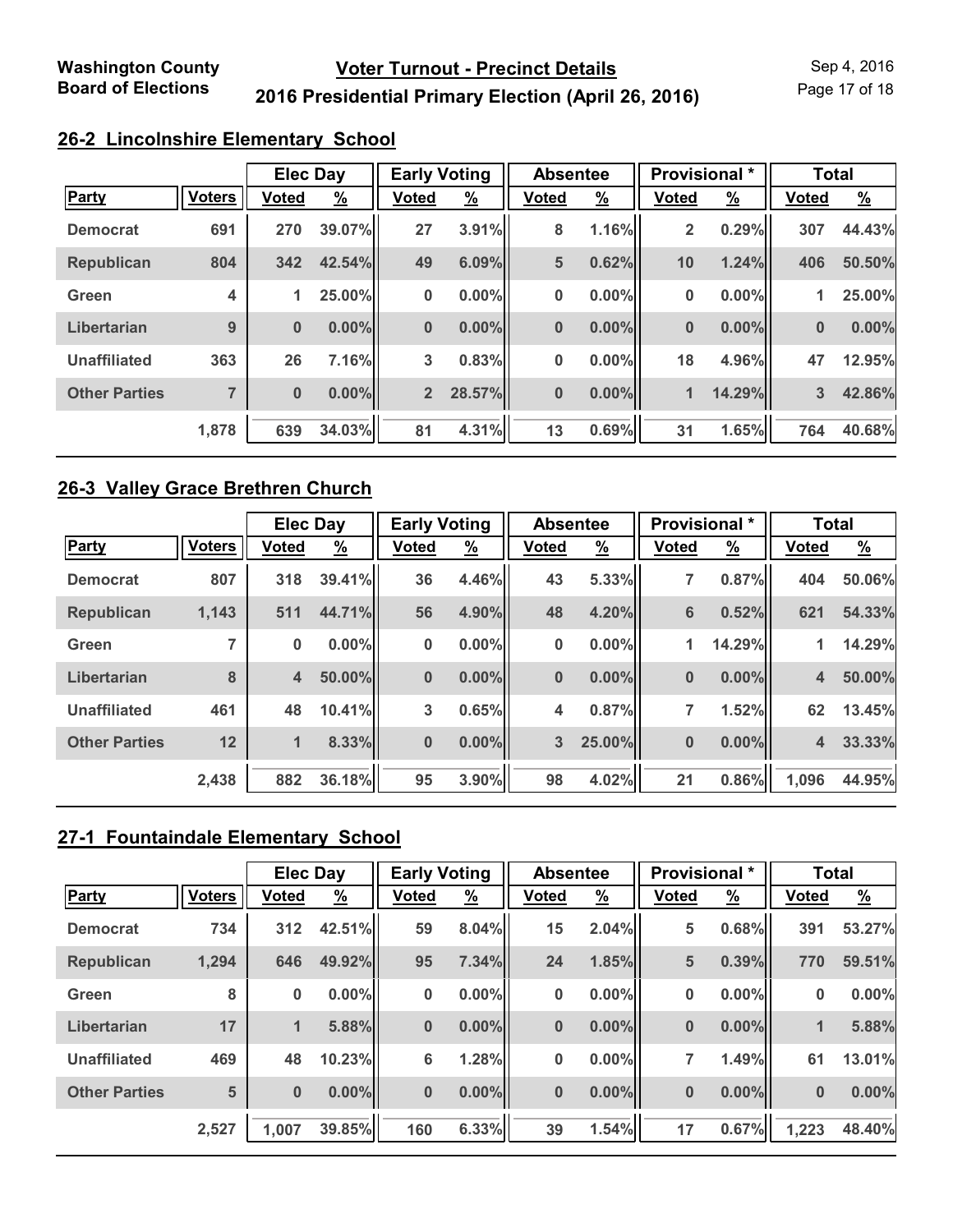## 26-2 Lincolnshire Elementary School

| Party | Voters | Elec Day | | Early Voting | | Absentee | | Provisional * | | Total | |
|---|---|---|---|---|---|---|---|---|---|---|---|
| | | Voted | % | Voted | % | Voted | % | Voted | % | Voted | % |
| Democrat | 691 | 270 | 39.07% | 27 | 3.91% | 8 | 1.16% | 2 | 0.29% | 307 | 44.43% |
| Republican | 804 | 342 | 42.54% | 49 | 6.09% | 5 | 0.62% | 10 | 1.24% | 406 | 50.50% |
| Green | 4 | 1 | 25.00% | 0 | 0.00% | 0 | 0.00% | 0 | 0.00% | 1 | 25.00% |
| Libertarian | 9 | 0 | 0.00% | 0 | 0.00% | 0 | 0.00% | 0 | 0.00% | 0 | 0.00% |
| Unaffiliated | 363 | 26 | 7.16% | 3 | 0.83% | 0 | 0.00% | 18 | 4.96% | 47 | 12.95% |
| Other Parties | 7 | 0 | 0.00% | 2 | 28.57% | 0 | 0.00% | 1 | 14.29% | 3 | 42.86% |
| | 1,878 | 639 | 34.03% | 81 | 4.31% | 13 | 0.69% | 31 | 1.65% | 764 | 40.68% |

## 26-3 Valley Grace Brethren Church

| Party | Voters | Elec Day | | Early Voting | | Absentee | | Provisional * | | Total | |
|---|---|---|---|---|---|---|---|---|---|---|---|
| | | Voted | % | Voted | % | Voted | % | Voted | % | Voted | % |
| Democrat | 807 | 318 | 39.41% | 36 | 4.46% | 43 | 5.33% | 7 | 0.87% | 404 | 50.06% |
| Republican | 1,143 | 511 | 44.71% | 56 | 4.90% | 48 | 4.20% | 6 | 0.52% | 621 | 54.33% |
| Green | 7 | 0 | 0.00% | 0 | 0.00% | 0 | 0.00% | 1 | 14.29% | 1 | 14.29% |
| Libertarian | 8 | 4 | 50.00% | 0 | 0.00% | 0 | 0.00% | 0 | 0.00% | 4 | 50.00% |
| Unaffiliated | 461 | 48 | 10.41% | 3 | 0.65% | 4 | 0.87% | 7 | 1.52% | 62 | 13.45% |
| Other Parties | 12 | 1 | 8.33% | 0 | 0.00% | 3 | 25.00% | 0 | 0.00% | 4 | 33.33% |
| | 2,438 | 882 | 36.18% | 95 | 3.90% | 98 | 4.02% | 21 | 0.86% | 1,096 | 44.95% |

## 27-1 Fountaindale Elementary School

| Party | Voters | Elec Day | | Early Voting | | Absentee | | Provisional * | | Total | |
|---|---|---|---|---|---|---|---|---|---|---|---|
| | | Voted | % | Voted | % | Voted | % | Voted | % | Voted | % |
| Democrat | 734 | 312 | 42.51% | 59 | 8.04% | 15 | 2.04% | 5 | 0.68% | 391 | 53.27% |
| Republican | 1,294 | 646 | 49.92% | 95 | 7.34% | 24 | 1.85% | 5 | 0.39% | 770 | 59.51% |
| Green | 8 | 0 | 0.00% | 0 | 0.00% | 0 | 0.00% | 0 | 0.00% | 0 | 0.00% |
| Libertarian | 17 | 1 | 5.88% | 0 | 0.00% | 0 | 0.00% | 0 | 0.00% | 1 | 5.88% |
| Unaffiliated | 469 | 48 | 10.23% | 6 | 1.28% | 0 | 0.00% | 7 | 1.49% | 61 | 13.01% |
| Other Parties | 5 | 0 | 0.00% | 0 | 0.00% | 0 | 0.00% | 0 | 0.00% | 0 | 0.00% |
| | 2,527 | 1,007 | 39.85% | 160 | 6.33% | 39 | 1.54% | 17 | 0.67% | 1,223 | 48.40% |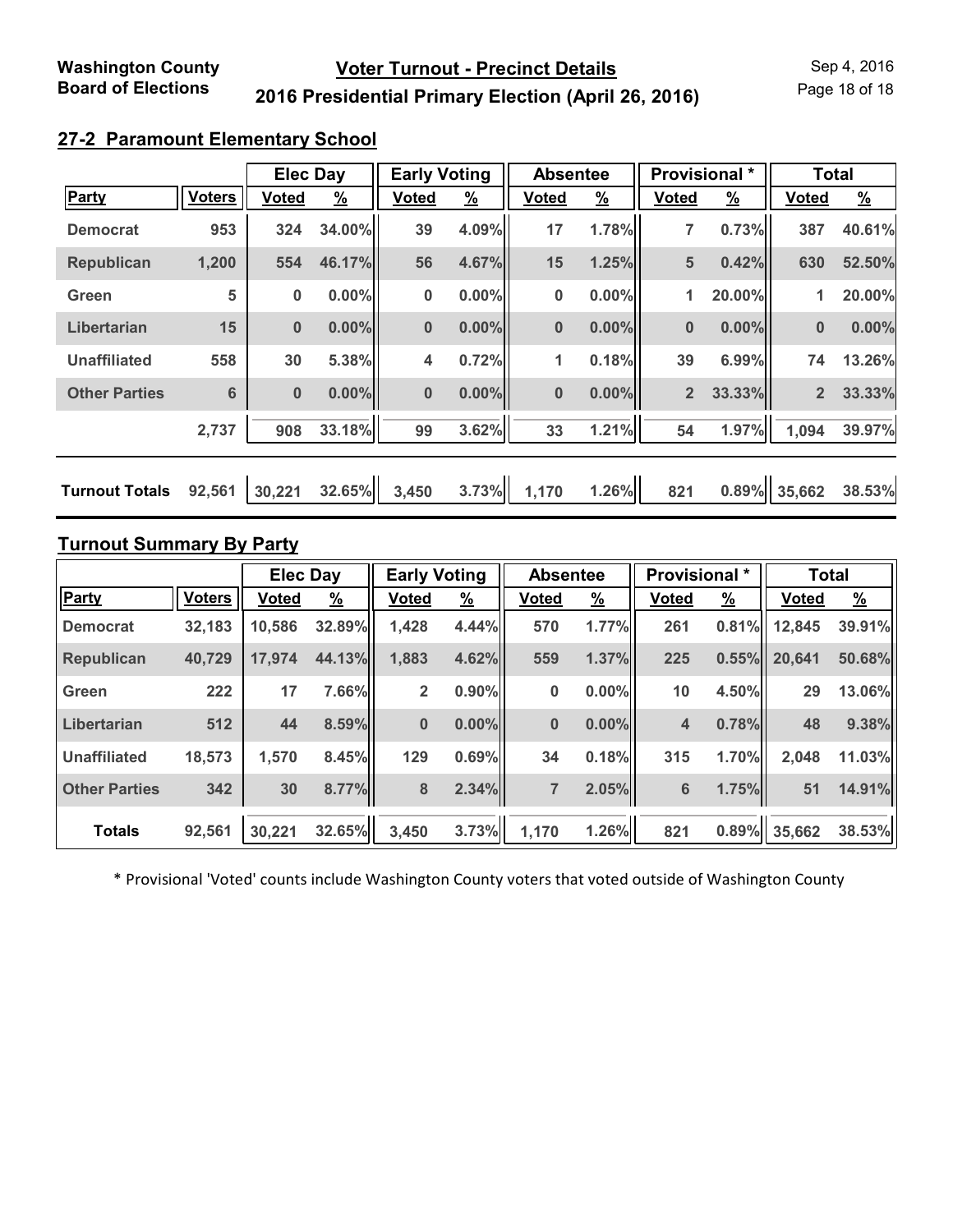## 27-2 Paramount Elementary School

| | | Elec Day | | Early Voting | | Absentee | | Provisional * | | Total | |
|---|---|---|---|---|---|---|---|---|---|---|---|
| **Party** | **Voters** | **Voted** | **%** | **Voted** | **%** | **Voted** | **%** | **Voted** | **%** | **Voted** | **%** |
| **Democrat** | 953 | 324 | 34.00% | 39 | 4.09% | 17 | 1.78% | 7 | 0.73% | 387 | 40.61% |
| **Republican** | 1,200 | 554 | 46.17% | 56 | 4.67% | 15 | 1.25% | 5 | 0.42% | 630 | 52.50% |
| **Green** | 5 | 0 | 0.00% | 0 | 0.00% | 0 | 0.00% | 1 | 20.00% | 1 | 20.00% |
| **Libertarian** | 15 | 0 | 0.00% | 0 | 0.00% | 0 | 0.00% | 0 | 0.00% | 0 | 0.00% |
| **Unaffiliated** | 558 | 30 | 5.38% | 4 | 0.72% | 1 | 0.18% | 39 | 6.99% | 74 | 13.26% |
| **Other Parties** | 6 | 0 | 0.00% | 0 | 0.00% | 0 | 0.00% | 2 | 33.33% | 2 | 33.33% |
| | 2,737 | 908 | 33.18% | 99 | 3.62% | 33 | 1.21% | 54 | 1.97% | 1,094 | 39.97% |
| **Turnout Totals** | 92,561 | 30,221 | 32.65% | 3,450 | 3.73% | 1,170 | 1.26% | 821 | 0.89% | 35,662 | 38.53% |

## Turnout Summary By Party

| | | Elec Day | | Early Voting | | Absentee | | Provisional * | | Total | |
|---|---|---|---|---|---|---|---|---|---|---|---|
| **Party** | **Voters** | **Voted** | **%** | **Voted** | **%** | **Voted** | **%** | **Voted** | **%** | **Voted** | **%** |
| **Democrat** | 32,183 | 10,586 | 32.89% | 1,428 | 4.44% | 570 | 1.77% | 261 | 0.81% | 12,845 | 39.91% |
| **Republican** | 40,729 | 17,974 | 44.13% | 1,883 | 4.62% | 559 | 1.37% | 225 | 0.55% | 20,641 | 50.68% |
| **Green** | 222 | 17 | 7.66% | 2 | 0.90% | 0 | 0.00% | 10 | 4.50% | 29 | 13.06% |
| **Libertarian** | 512 | 44 | 8.59% | 0 | 0.00% | 0 | 0.00% | 4 | 0.78% | 48 | 9.38% |
| **Unaffiliated** | 18,573 | 1,570 | 8.45% | 129 | 0.69% | 34 | 0.18% | 315 | 1.70% | 2,048 | 11.03% |
| **Other Parties** | 342 | 30 | 8.77% | 8 | 2.34% | 7 | 2.05% | 6 | 1.75% | 51 | 14.91% |
| **Totals** | 92,561 | 30,221 | 32.65% | 3,450 | 3.73% | 1,170 | 1.26% | 821 | 0.89% | 35,662 | 38.53% |

* Provisional 'Voted' counts include Washington County voters that voted outside of Washington County